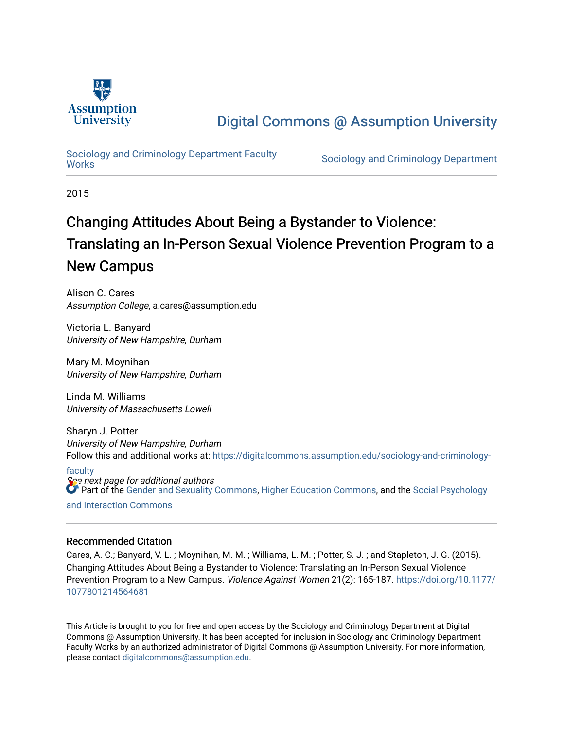Assumption University

Digital Commons @ Assumption University

Sociology and Criminology Department Faculty Works

Sociology and Criminology Department

2015

# Changing Attitudes About Being a Bystander to Violence: Translating an In-Person Sexual Violence Prevention Program to a New Campus

Alison C. Cares
*Assumption College*, a.cares@assumption.edu

Victoria L. Banyard
*University of New Hampshire, Durham*

Mary M. Moynihan
*University of New Hampshire, Durham*

Linda M. Williams
*University of Massachusetts Lowell*

Sharyn J. Potter
*University of New Hampshire, Durham*

Follow this and additional works at: https://digitalcommons.assumption.edu/sociology-and-criminology-faculty

*See next page for additional authors*

Part of the Gender and Sexuality Commons, Higher Education Commons, and the Social Psychology and Interaction Commons

## Recommended Citation

Cares, A. C.; Banyard, V. L. ; Moynihan, M. M. ; Williams, L. M. ; Potter, S. J. ; and Stapleton, J. G. (2015). Changing Attitudes About Being a Bystander to Violence: Translating an In-Person Sexual Violence Prevention Program to a New Campus. *Violence Against Women* 21(2): 165-187. https://doi.org/10.1177/1077801214564681

This Article is brought to you for free and open access by the Sociology and Criminology Department at Digital Commons @ Assumption University. It has been accepted for inclusion in Sociology and Criminology Department Faculty Works by an authorized administrator of Digital Commons @ Assumption University. For more information, please contact digitalcommons@assumption.edu.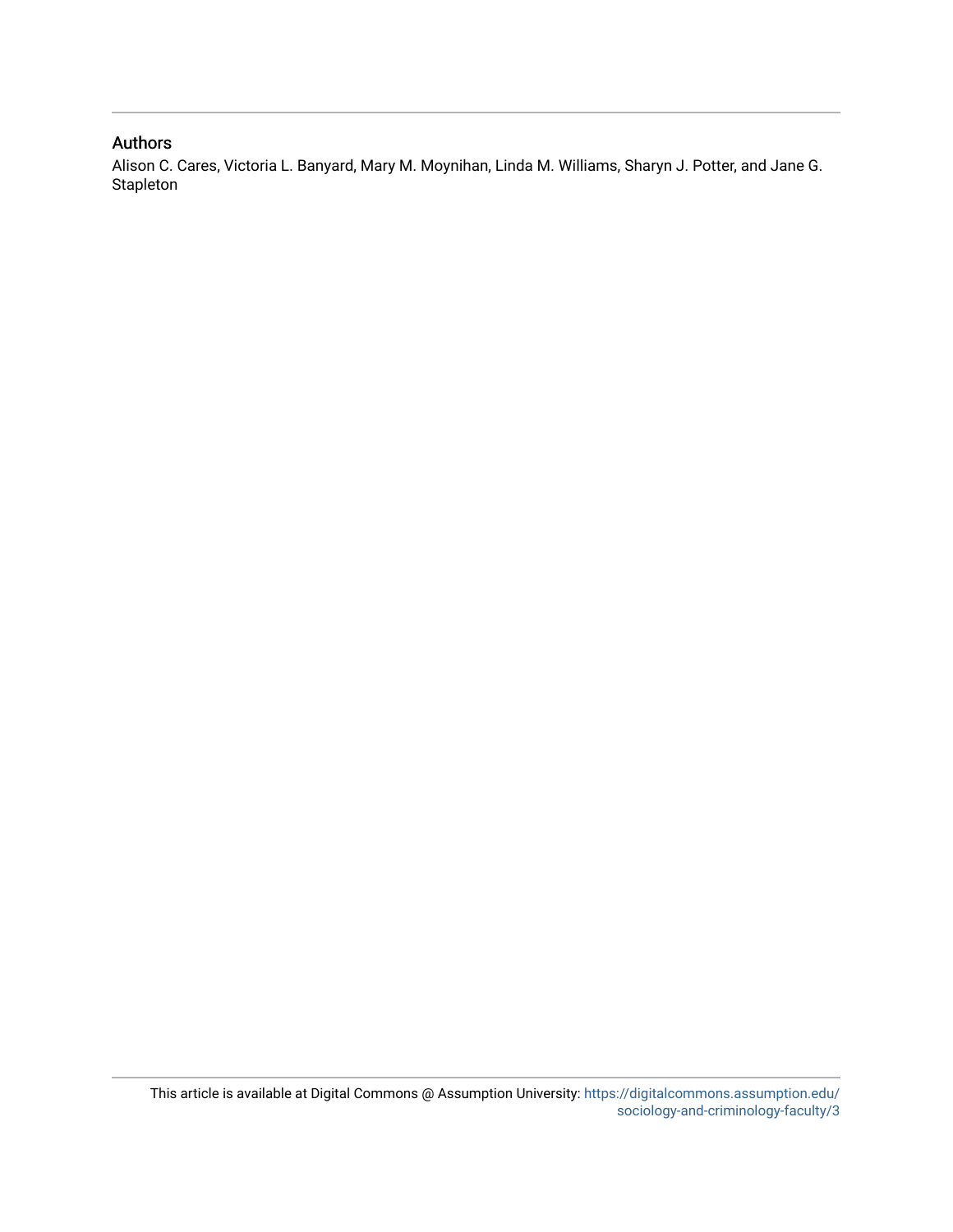## Authors

Alison C. Cares, Victoria L. Banyard, Mary M. Moynihan, Linda M. Williams, Sharyn J. Potter, and Jane G. Stapleton

This article is available at Digital Commons @ Assumption University: https://digitalcommons.assumption.edu/sociology-and-criminology-faculty/3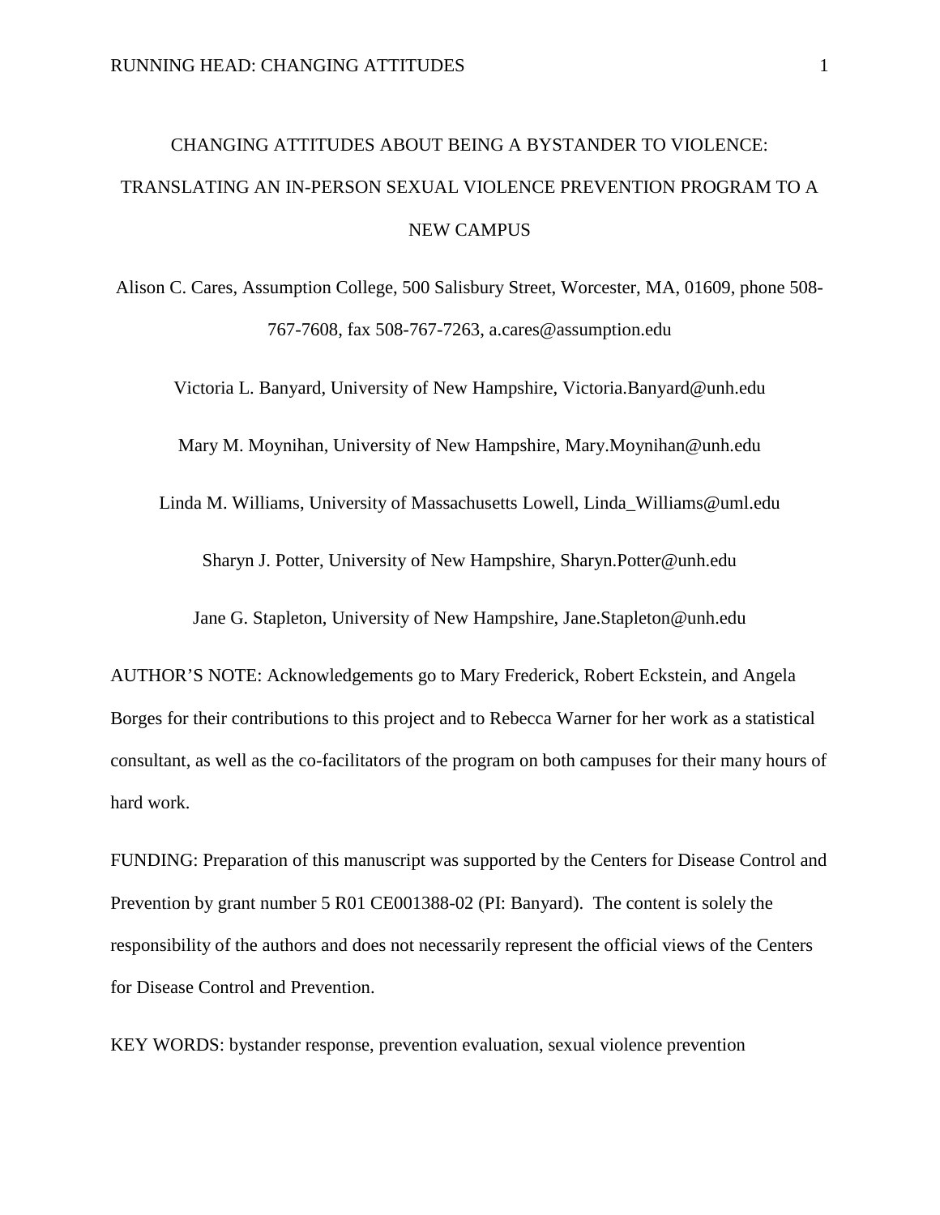# CHANGING ATTITUDES ABOUT BEING A BYSTANDER TO VIOLENCE: TRANSLATING AN IN-PERSON SEXUAL VIOLENCE PREVENTION PROGRAM TO A NEW CAMPUS

Alison C. Cares, Assumption College, 500 Salisbury Street, Worcester, MA, 01609, phone 508-767-7608, fax 508-767-7263, a.cares@assumption.edu

Victoria L. Banyard, University of New Hampshire, Victoria.Banyard@unh.edu

Mary M. Moynihan, University of New Hampshire, Mary.Moynihan@unh.edu

Linda M. Williams, University of Massachusetts Lowell, Linda_Williams@uml.edu

Sharyn J. Potter, University of New Hampshire, Sharyn.Potter@unh.edu

Jane G. Stapleton, University of New Hampshire, Jane.Stapleton@unh.edu

AUTHOR'S NOTE: Acknowledgements go to Mary Frederick, Robert Eckstein, and Angela Borges for their contributions to this project and to Rebecca Warner for her work as a statistical consultant, as well as the co-facilitators of the program on both campuses for their many hours of hard work.

FUNDING: Preparation of this manuscript was supported by the Centers for Disease Control and Prevention by grant number 5 R01 CE001388-02 (PI: Banyard). The content is solely the responsibility of the authors and does not necessarily represent the official views of the Centers for Disease Control and Prevention.

KEY WORDS: bystander response, prevention evaluation, sexual violence prevention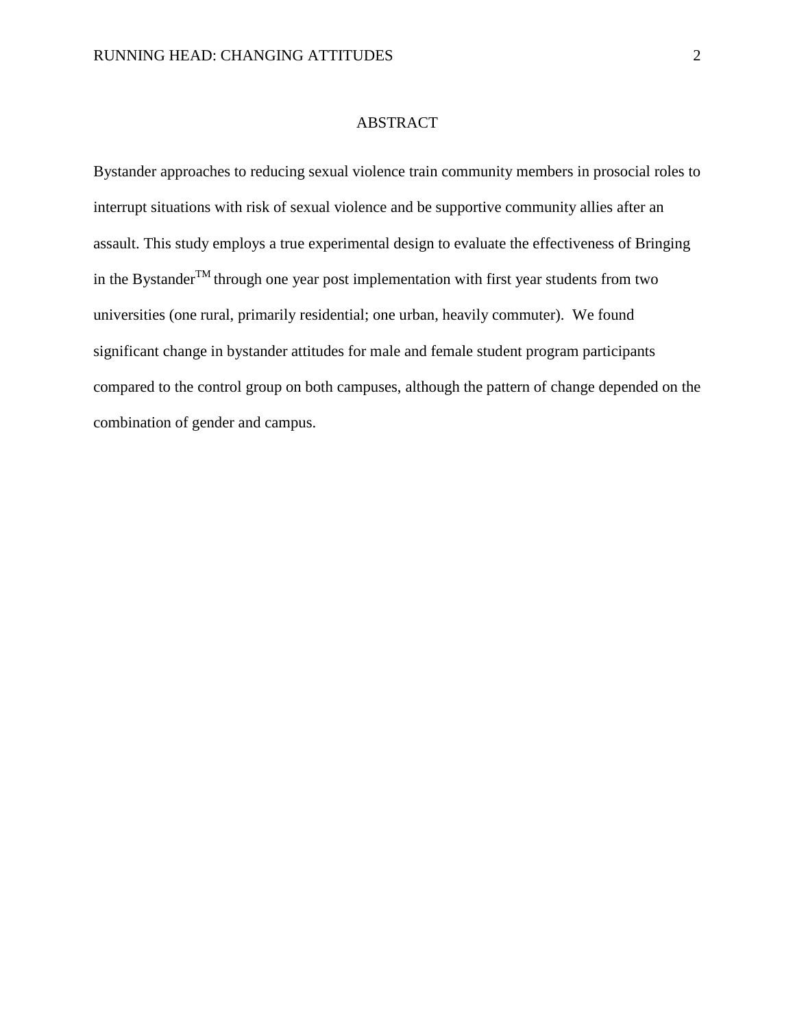# ABSTRACT

Bystander approaches to reducing sexual violence train community members in prosocial roles to interrupt situations with risk of sexual violence and be supportive community allies after an assault. This study employs a true experimental design to evaluate the effectiveness of Bringing in the Bystander™ through one year post implementation with first year students from two universities (one rural, primarily residential; one urban, heavily commuter). We found significant change in bystander attitudes for male and female student program participants compared to the control group on both campuses, although the pattern of change depended on the combination of gender and campus.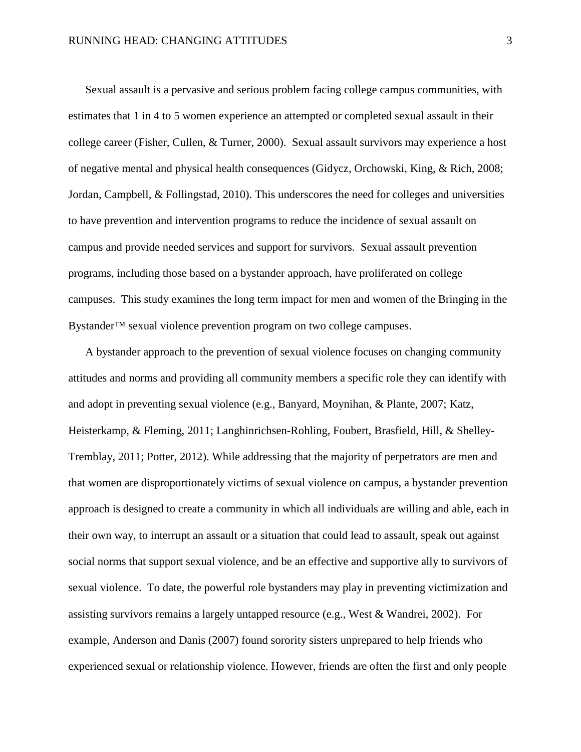Sexual assault is a pervasive and serious problem facing college campus communities, with estimates that 1 in 4 to 5 women experience an attempted or completed sexual assault in their college career (Fisher, Cullen, & Turner, 2000). Sexual assault survivors may experience a host of negative mental and physical health consequences (Gidycz, Orchowski, King, & Rich, 2008; Jordan, Campbell, & Follingstad, 2010). This underscores the need for colleges and universities to have prevention and intervention programs to reduce the incidence of sexual assault on campus and provide needed services and support for survivors. Sexual assault prevention programs, including those based on a bystander approach, have proliferated on college campuses. This study examines the long term impact for men and women of the Bringing in the Bystander™ sexual violence prevention program on two college campuses.

A bystander approach to the prevention of sexual violence focuses on changing community attitudes and norms and providing all community members a specific role they can identify with and adopt in preventing sexual violence (e.g., Banyard, Moynihan, & Plante, 2007; Katz, Heisterkamp, & Fleming, 2011; Langhinrichsen-Rohling, Foubert, Brasfield, Hill, & Shelley-Tremblay, 2011; Potter, 2012). While addressing that the majority of perpetrators are men and that women are disproportionately victims of sexual violence on campus, a bystander prevention approach is designed to create a community in which all individuals are willing and able, each in their own way, to interrupt an assault or a situation that could lead to assault, speak out against social norms that support sexual violence, and be an effective and supportive ally to survivors of sexual violence. To date, the powerful role bystanders may play in preventing victimization and assisting survivors remains a largely untapped resource (e.g., West & Wandrei, 2002). For example, Anderson and Danis (2007) found sorority sisters unprepared to help friends who experienced sexual or relationship violence. However, friends are often the first and only people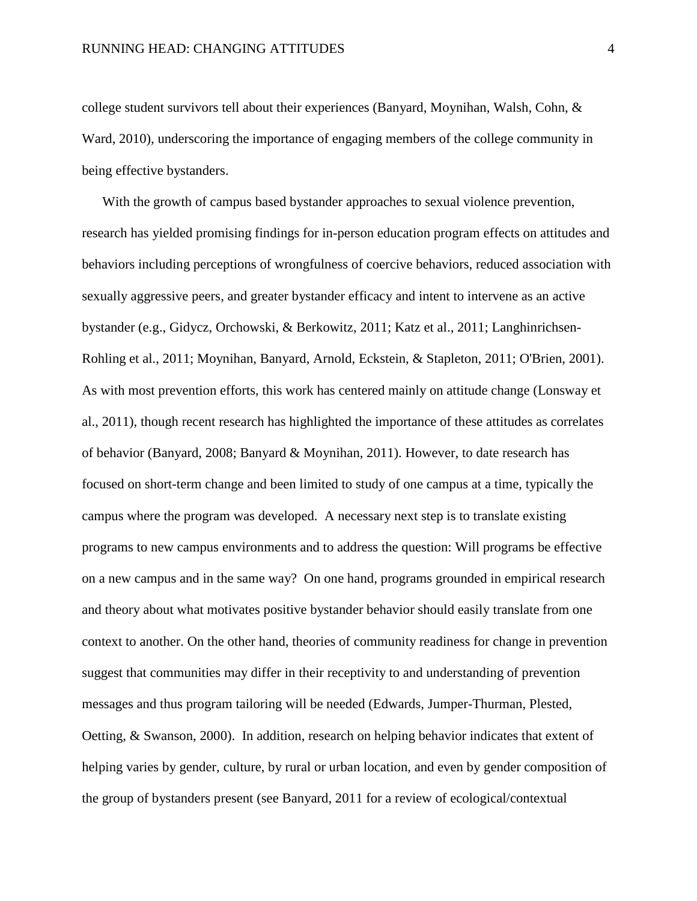college student survivors tell about their experiences (Banyard, Moynihan, Walsh, Cohn, & Ward, 2010), underscoring the importance of engaging members of the college community in being effective bystanders.

With the growth of campus based bystander approaches to sexual violence prevention, research has yielded promising findings for in-person education program effects on attitudes and behaviors including perceptions of wrongfulness of coercive behaviors, reduced association with sexually aggressive peers, and greater bystander efficacy and intent to intervene as an active bystander (e.g., Gidycz, Orchowski, & Berkowitz, 2011; Katz et al., 2011; Langhinrichsen-Rohling et al., 2011; Moynihan, Banyard, Arnold, Eckstein, & Stapleton, 2011; O'Brien, 2001). As with most prevention efforts, this work has centered mainly on attitude change (Lonsway et al., 2011), though recent research has highlighted the importance of these attitudes as correlates of behavior (Banyard, 2008; Banyard & Moynihan, 2011). However, to date research has focused on short-term change and been limited to study of one campus at a time, typically the campus where the program was developed. A necessary next step is to translate existing programs to new campus environments and to address the question: Will programs be effective on a new campus and in the same way? On one hand, programs grounded in empirical research and theory about what motivates positive bystander behavior should easily translate from one context to another. On the other hand, theories of community readiness for change in prevention suggest that communities may differ in their receptivity to and understanding of prevention messages and thus program tailoring will be needed (Edwards, Jumper-Thurman, Plested, Oetting, & Swanson, 2000). In addition, research on helping behavior indicates that extent of helping varies by gender, culture, by rural or urban location, and even by gender composition of the group of bystanders present (see Banyard, 2011 for a review of ecological/contextual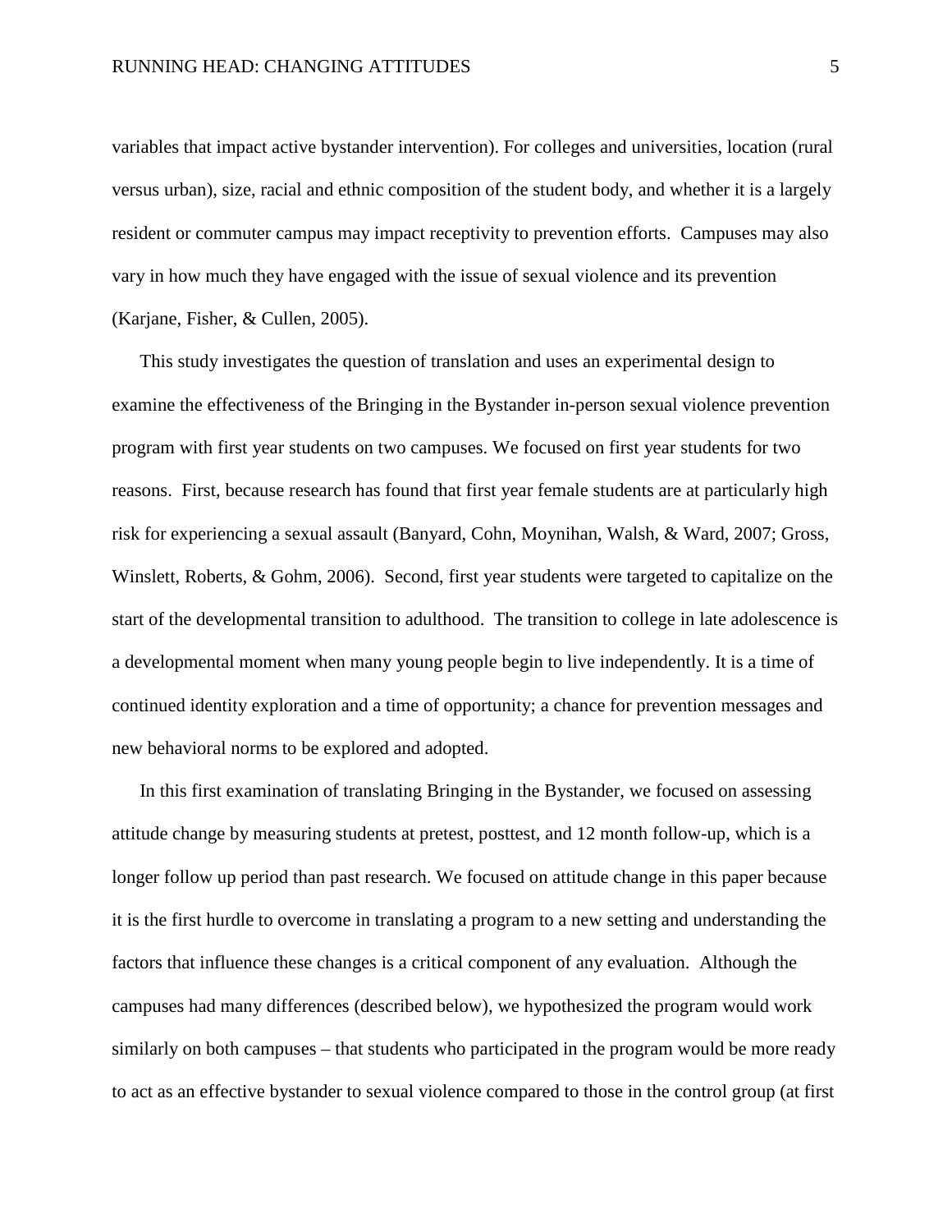variables that impact active bystander intervention). For colleges and universities, location (rural versus urban), size, racial and ethnic composition of the student body, and whether it is a largely resident or commuter campus may impact receptivity to prevention efforts. Campuses may also vary in how much they have engaged with the issue of sexual violence and its prevention (Karjane, Fisher, & Cullen, 2005).

This study investigates the question of translation and uses an experimental design to examine the effectiveness of the Bringing in the Bystander in-person sexual violence prevention program with first year students on two campuses. We focused on first year students for two reasons. First, because research has found that first year female students are at particularly high risk for experiencing a sexual assault (Banyard, Cohn, Moynihan, Walsh, & Ward, 2007; Gross, Winslett, Roberts, & Gohm, 2006). Second, first year students were targeted to capitalize on the start of the developmental transition to adulthood. The transition to college in late adolescence is a developmental moment when many young people begin to live independently. It is a time of continued identity exploration and a time of opportunity; a chance for prevention messages and new behavioral norms to be explored and adopted.

In this first examination of translating Bringing in the Bystander, we focused on assessing attitude change by measuring students at pretest, posttest, and 12 month follow-up, which is a longer follow up period than past research. We focused on attitude change in this paper because it is the first hurdle to overcome in translating a program to a new setting and understanding the factors that influence these changes is a critical component of any evaluation. Although the campuses had many differences (described below), we hypothesized the program would work similarly on both campuses – that students who participated in the program would be more ready to act as an effective bystander to sexual violence compared to those in the control group (at first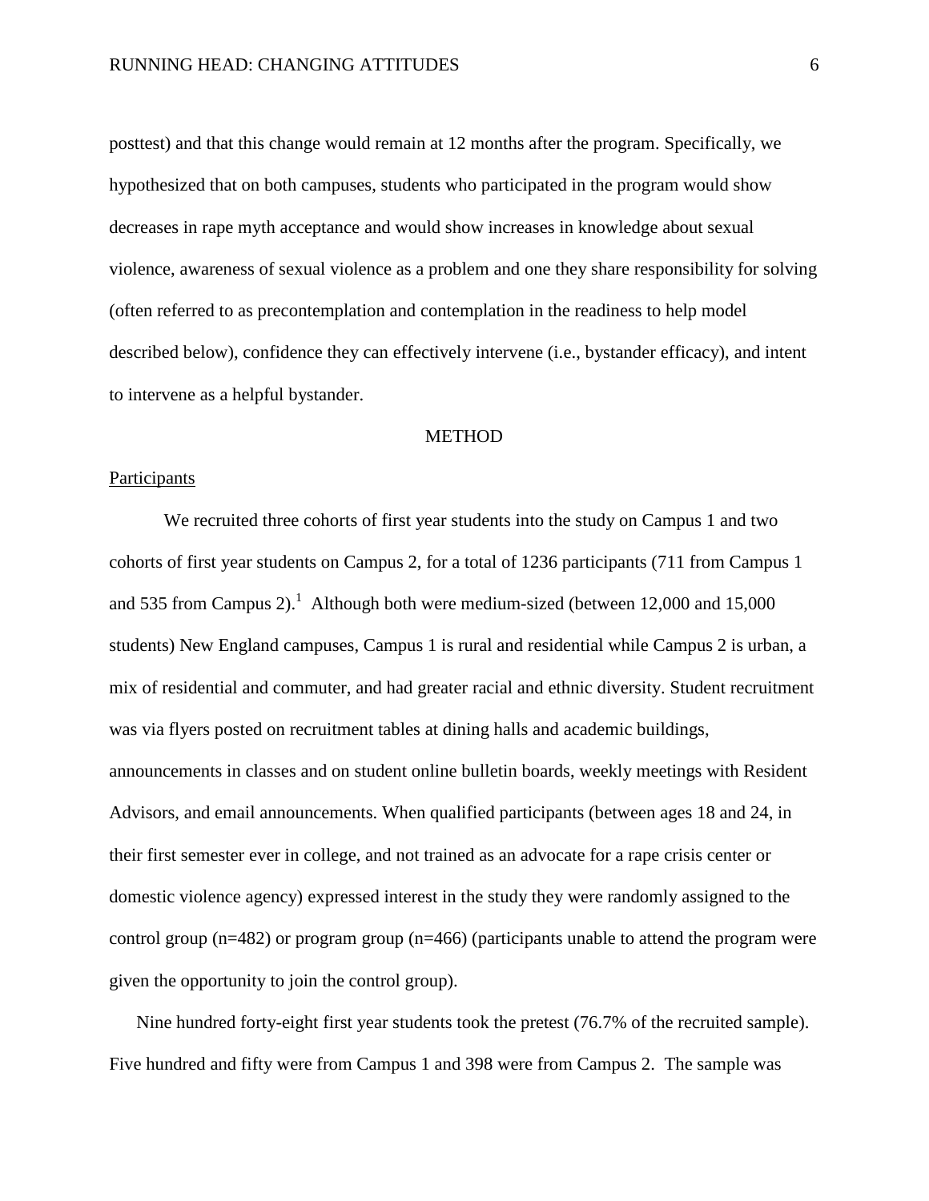posttest) and that this change would remain at 12 months after the program. Specifically, we hypothesized that on both campuses, students who participated in the program would show decreases in rape myth acceptance and would show increases in knowledge about sexual violence, awareness of sexual violence as a problem and one they share responsibility for solving (often referred to as precontemplation and contemplation in the readiness to help model described below), confidence they can effectively intervene (i.e., bystander efficacy), and intent to intervene as a helpful bystander.

## METHOD

### Participants

We recruited three cohorts of first year students into the study on Campus 1 and two cohorts of first year students on Campus 2, for a total of 1236 participants (711 from Campus 1 and 535 from Campus 2).[1] Although both were medium-sized (between 12,000 and 15,000 students) New England campuses, Campus 1 is rural and residential while Campus 2 is urban, a mix of residential and commuter, and had greater racial and ethnic diversity. Student recruitment was via flyers posted on recruitment tables at dining halls and academic buildings, announcements in classes and on student online bulletin boards, weekly meetings with Resident Advisors, and email announcements. When qualified participants (between ages 18 and 24, in their first semester ever in college, and not trained as an advocate for a rape crisis center or domestic violence agency) expressed interest in the study they were randomly assigned to the control group (n=482) or program group (n=466) (participants unable to attend the program were given the opportunity to join the control group).

Nine hundred forty-eight first year students took the pretest (76.7% of the recruited sample). Five hundred and fifty were from Campus 1 and 398 were from Campus 2. The sample was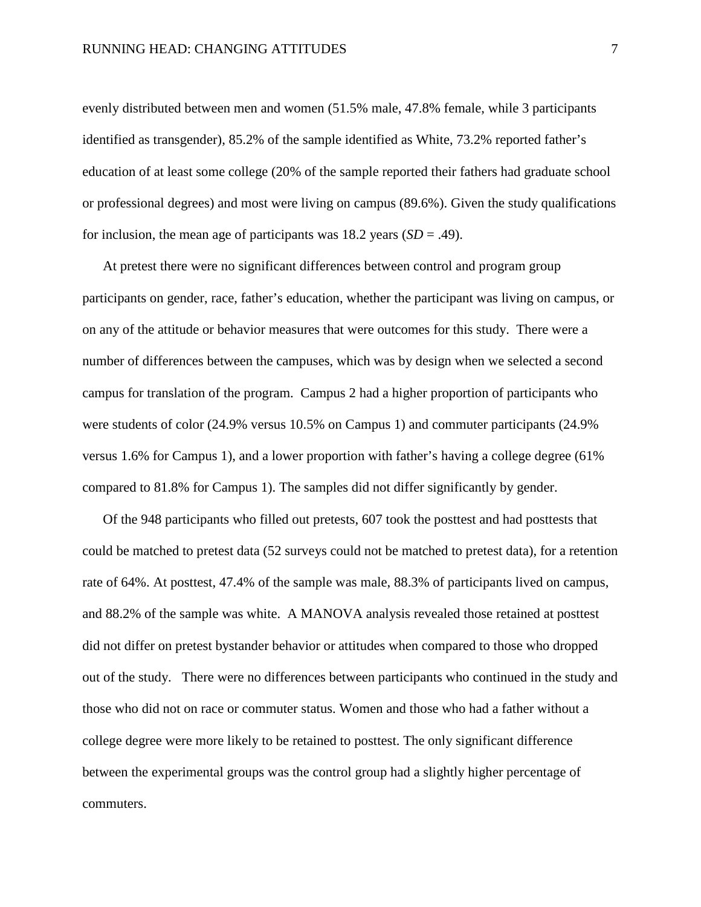evenly distributed between men and women (51.5% male, 47.8% female, while 3 participants identified as transgender), 85.2% of the sample identified as White, 73.2% reported father's education of at least some college (20% of the sample reported their fathers had graduate school or professional degrees) and most were living on campus (89.6%). Given the study qualifications for inclusion, the mean age of participants was 18.2 years (*SD* = .49).

At pretest there were no significant differences between control and program group participants on gender, race, father's education, whether the participant was living on campus, or on any of the attitude or behavior measures that were outcomes for this study. There were a number of differences between the campuses, which was by design when we selected a second campus for translation of the program. Campus 2 had a higher proportion of participants who were students of color (24.9% versus 10.5% on Campus 1) and commuter participants (24.9% versus 1.6% for Campus 1), and a lower proportion with father's having a college degree (61% compared to 81.8% for Campus 1). The samples did not differ significantly by gender.

Of the 948 participants who filled out pretests, 607 took the posttest and had posttests that could be matched to pretest data (52 surveys could not be matched to pretest data), for a retention rate of 64%. At posttest, 47.4% of the sample was male, 88.3% of participants lived on campus, and 88.2% of the sample was white. A MANOVA analysis revealed those retained at posttest did not differ on pretest bystander behavior or attitudes when compared to those who dropped out of the study. There were no differences between participants who continued in the study and those who did not on race or commuter status. Women and those who had a father without a college degree were more likely to be retained to posttest. The only significant difference between the experimental groups was the control group had a slightly higher percentage of commuters.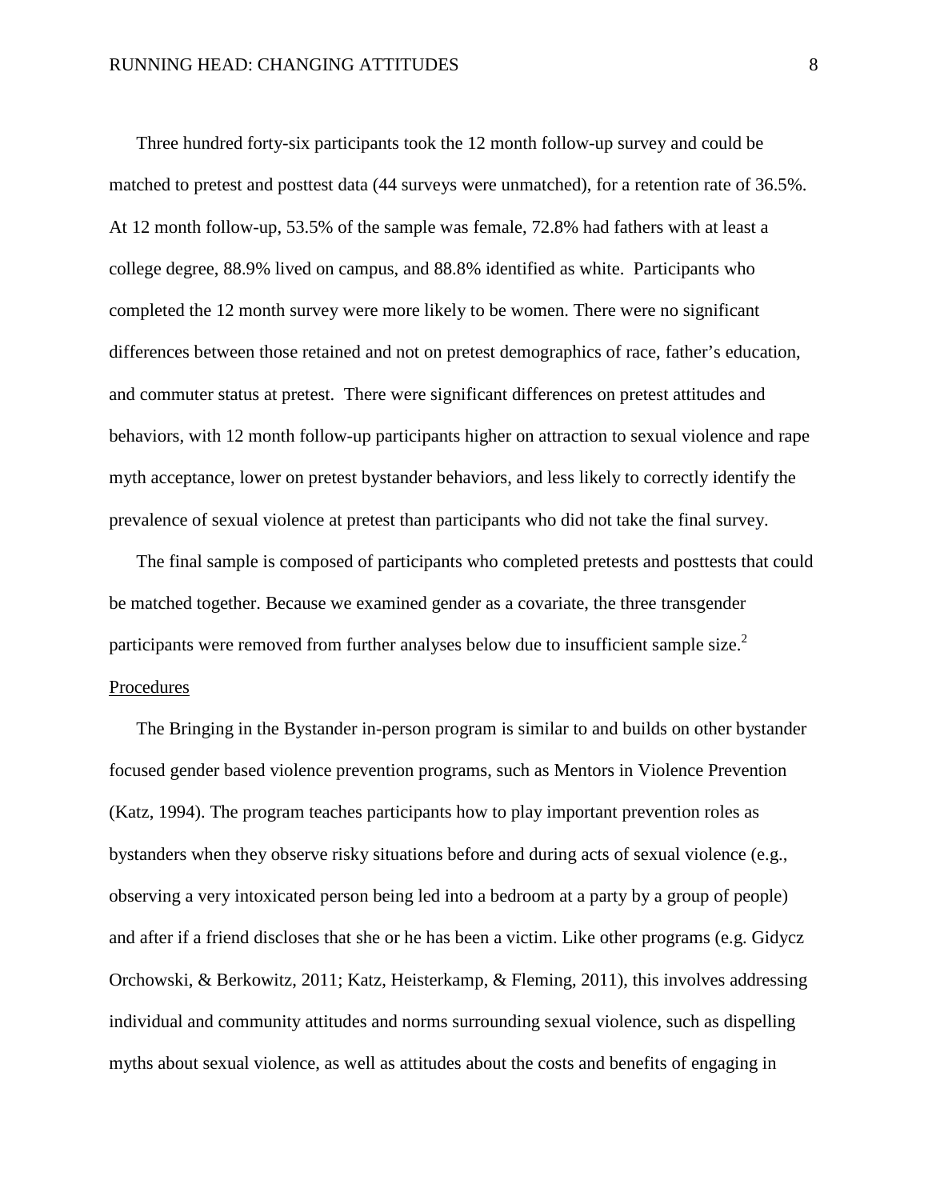Three hundred forty-six participants took the 12 month follow-up survey and could be matched to pretest and posttest data (44 surveys were unmatched), for a retention rate of 36.5%. At 12 month follow-up, 53.5% of the sample was female, 72.8% had fathers with at least a college degree, 88.9% lived on campus, and 88.8% identified as white. Participants who completed the 12 month survey were more likely to be women. There were no significant differences between those retained and not on pretest demographics of race, father's education, and commuter status at pretest. There were significant differences on pretest attitudes and behaviors, with 12 month follow-up participants higher on attraction to sexual violence and rape myth acceptance, lower on pretest bystander behaviors, and less likely to correctly identify the prevalence of sexual violence at pretest than participants who did not take the final survey.

The final sample is composed of participants who completed pretests and posttests that could be matched together. Because we examined gender as a covariate, the three transgender participants were removed from further analyses below due to insufficient sample size.[2]

<u>Procedures</u>

The Bringing in the Bystander in-person program is similar to and builds on other bystander focused gender based violence prevention programs, such as Mentors in Violence Prevention (Katz, 1994). The program teaches participants how to play important prevention roles as bystanders when they observe risky situations before and during acts of sexual violence (e.g., observing a very intoxicated person being led into a bedroom at a party by a group of people) and after if a friend discloses that she or he has been a victim. Like other programs (e.g. Gidycz Orchowski, & Berkowitz, 2011; Katz, Heisterkamp, & Fleming, 2011), this involves addressing individual and community attitudes and norms surrounding sexual violence, such as dispelling myths about sexual violence, as well as attitudes about the costs and benefits of engaging in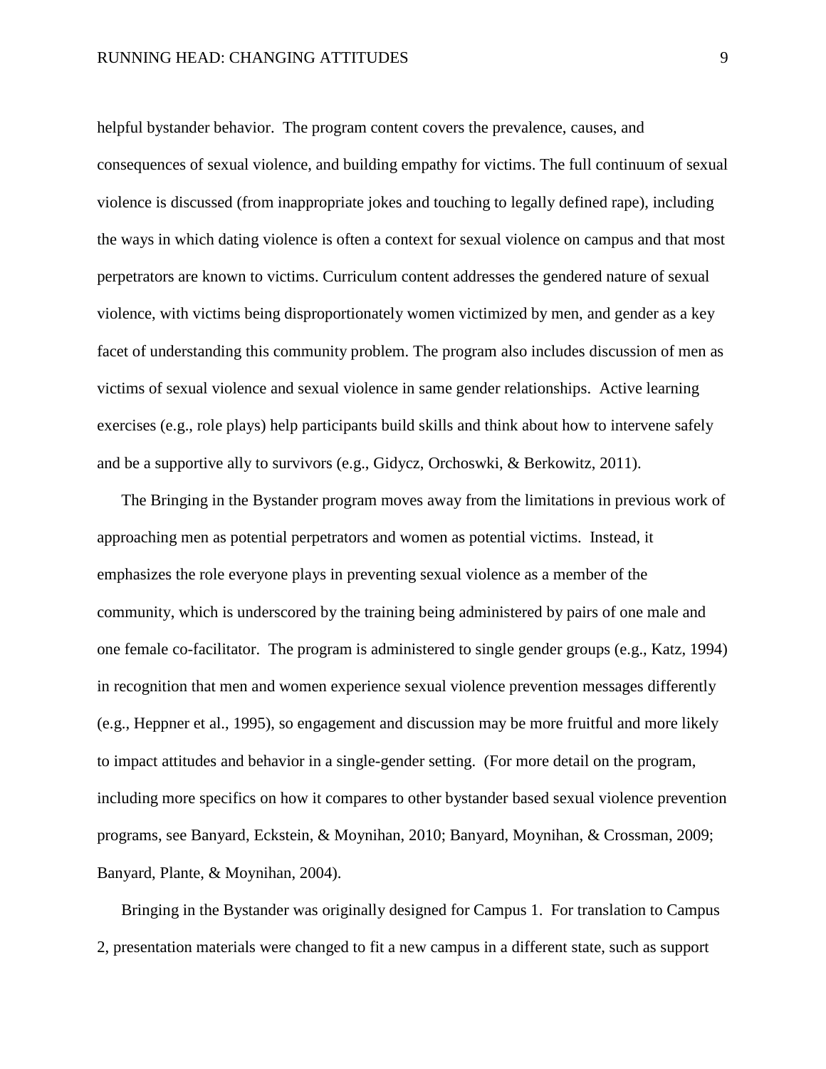helpful bystander behavior. The program content covers the prevalence, causes, and consequences of sexual violence, and building empathy for victims. The full continuum of sexual violence is discussed (from inappropriate jokes and touching to legally defined rape), including the ways in which dating violence is often a context for sexual violence on campus and that most perpetrators are known to victims. Curriculum content addresses the gendered nature of sexual violence, with victims being disproportionately women victimized by men, and gender as a key facet of understanding this community problem. The program also includes discussion of men as victims of sexual violence and sexual violence in same gender relationships. Active learning exercises (e.g., role plays) help participants build skills and think about how to intervene safely and be a supportive ally to survivors (e.g., Gidycz, Orchoswki, & Berkowitz, 2011).

The Bringing in the Bystander program moves away from the limitations in previous work of approaching men as potential perpetrators and women as potential victims. Instead, it emphasizes the role everyone plays in preventing sexual violence as a member of the community, which is underscored by the training being administered by pairs of one male and one female co-facilitator. The program is administered to single gender groups (e.g., Katz, 1994) in recognition that men and women experience sexual violence prevention messages differently (e.g., Heppner et al., 1995), so engagement and discussion may be more fruitful and more likely to impact attitudes and behavior in a single-gender setting. (For more detail on the program, including more specifics on how it compares to other bystander based sexual violence prevention programs, see Banyard, Eckstein, & Moynihan, 2010; Banyard, Moynihan, & Crossman, 2009; Banyard, Plante, & Moynihan, 2004).

Bringing in the Bystander was originally designed for Campus 1. For translation to Campus 2, presentation materials were changed to fit a new campus in a different state, such as support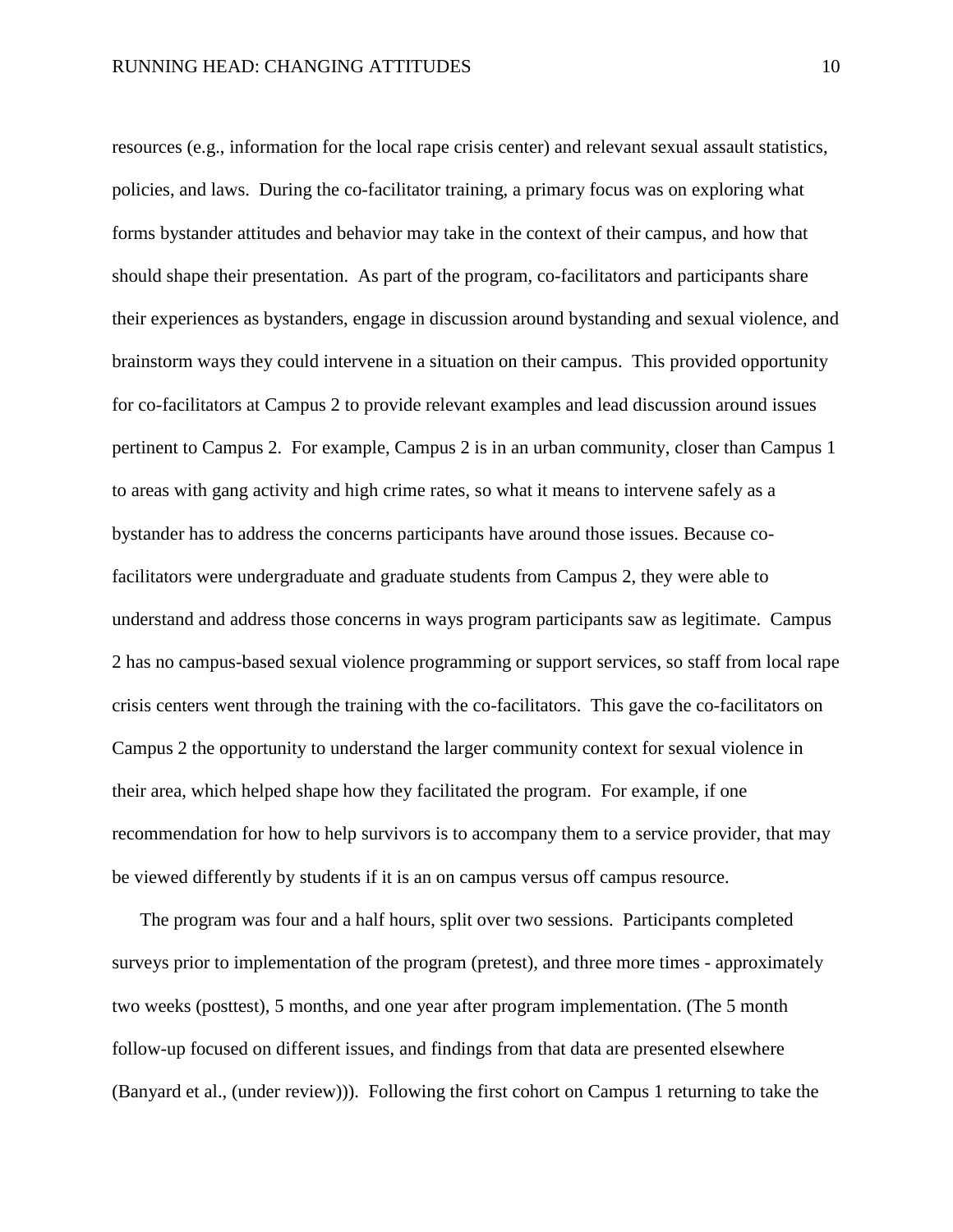resources (e.g., information for the local rape crisis center) and relevant sexual assault statistics, policies, and laws. During the co-facilitator training, a primary focus was on exploring what forms bystander attitudes and behavior may take in the context of their campus, and how that should shape their presentation. As part of the program, co-facilitators and participants share their experiences as bystanders, engage in discussion around bystanding and sexual violence, and brainstorm ways they could intervene in a situation on their campus. This provided opportunity for co-facilitators at Campus 2 to provide relevant examples and lead discussion around issues pertinent to Campus 2. For example, Campus 2 is in an urban community, closer than Campus 1 to areas with gang activity and high crime rates, so what it means to intervene safely as a bystander has to address the concerns participants have around those issues. Because co-facilitators were undergraduate and graduate students from Campus 2, they were able to understand and address those concerns in ways program participants saw as legitimate. Campus 2 has no campus-based sexual violence programming or support services, so staff from local rape crisis centers went through the training with the co-facilitators. This gave the co-facilitators on Campus 2 the opportunity to understand the larger community context for sexual violence in their area, which helped shape how they facilitated the program. For example, if one recommendation for how to help survivors is to accompany them to a service provider, that may be viewed differently by students if it is an on campus versus off campus resource.

The program was four and a half hours, split over two sessions. Participants completed surveys prior to implementation of the program (pretest), and three more times - approximately two weeks (posttest), 5 months, and one year after program implementation. (The 5 month follow-up focused on different issues, and findings from that data are presented elsewhere (Banyard et al., (under review))). Following the first cohort on Campus 1 returning to take the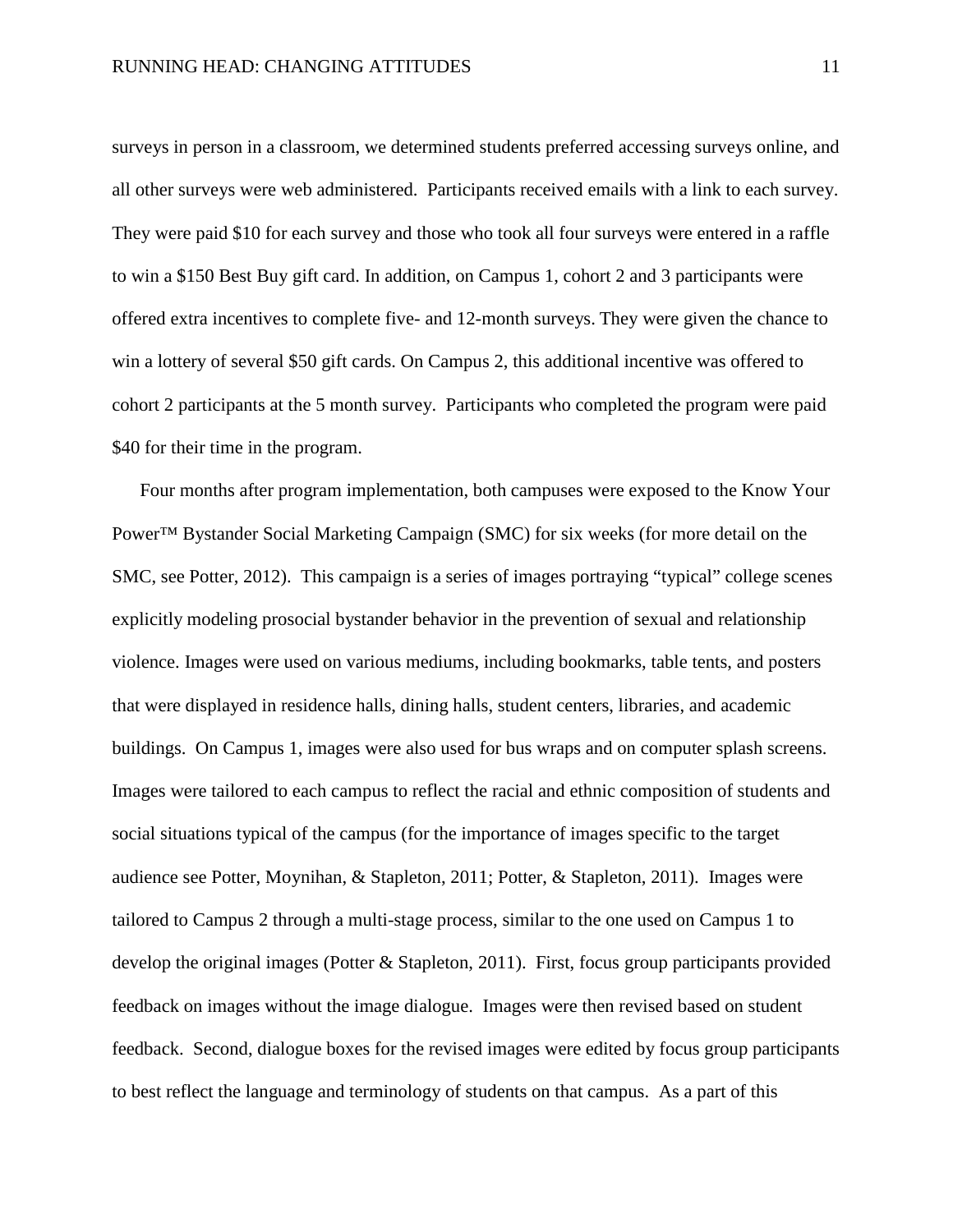surveys in person in a classroom, we determined students preferred accessing surveys online, and all other surveys were web administered. Participants received emails with a link to each survey. They were paid $10 for each survey and those who took all four surveys were entered in a raffle to win a $150 Best Buy gift card. In addition, on Campus 1, cohort 2 and 3 participants were offered extra incentives to complete five- and 12-month surveys. They were given the chance to win a lottery of several $50 gift cards. On Campus 2, this additional incentive was offered to cohort 2 participants at the 5 month survey. Participants who completed the program were paid $40 for their time in the program.

Four months after program implementation, both campuses were exposed to the Know Your Power™ Bystander Social Marketing Campaign (SMC) for six weeks (for more detail on the SMC, see Potter, 2012). This campaign is a series of images portraying "typical" college scenes explicitly modeling prosocial bystander behavior in the prevention of sexual and relationship violence. Images were used on various mediums, including bookmarks, table tents, and posters that were displayed in residence halls, dining halls, student centers, libraries, and academic buildings. On Campus 1, images were also used for bus wraps and on computer splash screens. Images were tailored to each campus to reflect the racial and ethnic composition of students and social situations typical of the campus (for the importance of images specific to the target audience see Potter, Moynihan, & Stapleton, 2011; Potter, & Stapleton, 2011). Images were tailored to Campus 2 through a multi-stage process, similar to the one used on Campus 1 to develop the original images (Potter & Stapleton, 2011). First, focus group participants provided feedback on images without the image dialogue. Images were then revised based on student feedback. Second, dialogue boxes for the revised images were edited by focus group participants to best reflect the language and terminology of students on that campus. As a part of this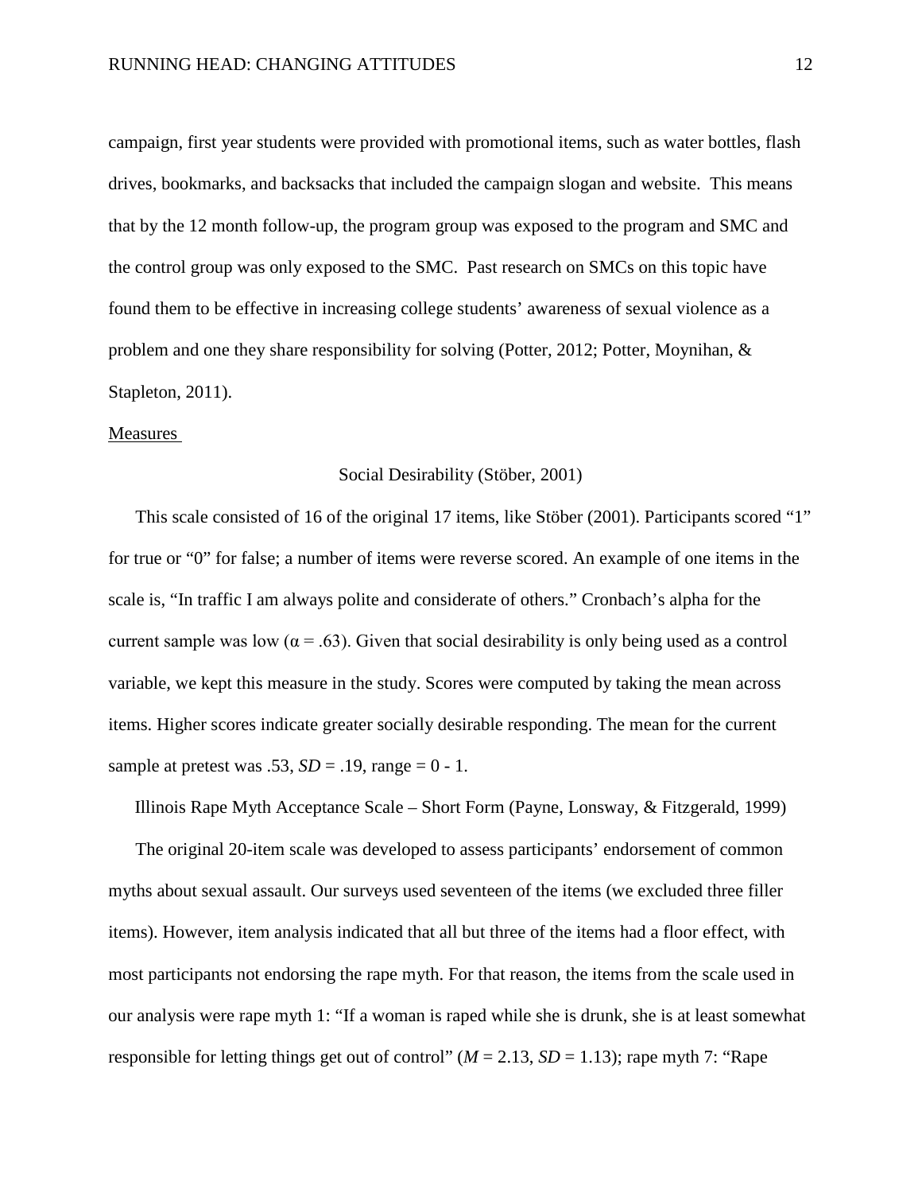campaign, first year students were provided with promotional items, such as water bottles, flash drives, bookmarks, and backsacks that included the campaign slogan and website. This means that by the 12 month follow-up, the program group was exposed to the program and SMC and the control group was only exposed to the SMC. Past research on SMCs on this topic have found them to be effective in increasing college students' awareness of sexual violence as a problem and one they share responsibility for solving (Potter, 2012; Potter, Moynihan, & Stapleton, 2011).

## Measures

### Social Desirability (Stöber, 2001)

This scale consisted of 16 of the original 17 items, like Stöber (2001). Participants scored "1" for true or "0" for false; a number of items were reverse scored. An example of one items in the scale is, "In traffic I am always polite and considerate of others." Cronbach's alpha for the current sample was low ($\alpha = .63$). Given that social desirability is only being used as a control variable, we kept this measure in the study. Scores were computed by taking the mean across items. Higher scores indicate greater socially desirable responding. The mean for the current sample at pretest was .53, *SD* = .19, range = 0 - 1.

### Illinois Rape Myth Acceptance Scale – Short Form (Payne, Lonsway, & Fitzgerald, 1999)

The original 20-item scale was developed to assess participants' endorsement of common myths about sexual assault. Our surveys used seventeen of the items (we excluded three filler items). However, item analysis indicated that all but three of the items had a floor effect, with most participants not endorsing the rape myth. For that reason, the items from the scale used in our analysis were rape myth 1: "If a woman is raped while she is drunk, she is at least somewhat responsible for letting things get out of control" (*M* = 2.13, *SD* = 1.13); rape myth 7: "Rape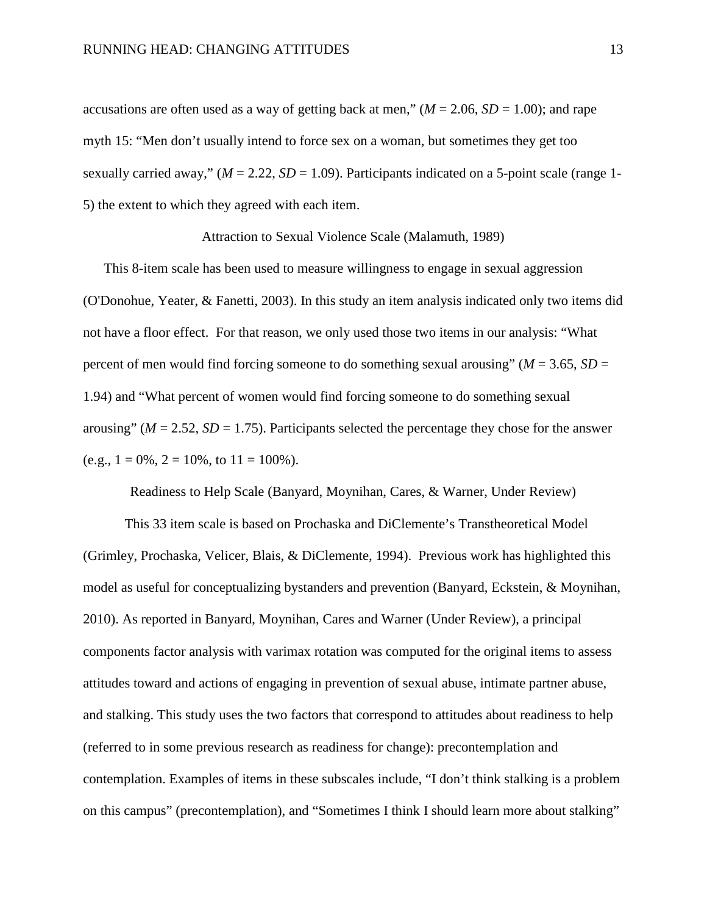accusations are often used as a way of getting back at men," ($M = 2.06$, $SD = 1.00$); and rape myth 15: "Men don't usually intend to force sex on a woman, but sometimes they get too sexually carried away," ($M = 2.22$, $SD = 1.09$). Participants indicated on a 5-point scale (range 1-5) the extent to which they agreed with each item.

### Attraction to Sexual Violence Scale (Malamuth, 1989)

This 8-item scale has been used to measure willingness to engage in sexual aggression (O'Donohue, Yeater, & Fanetti, 2003). In this study an item analysis indicated only two items did not have a floor effect. For that reason, we only used those two items in our analysis: "What percent of men would find forcing someone to do something sexual arousing" ($M = 3.65$, $SD = 1.94$) and "What percent of women would find forcing someone to do something sexual arousing" ($M = 2.52$, $SD = 1.75$). Participants selected the percentage they chose for the answer (e.g., 1 = 0%, 2 = 10%, to 11 = 100%).

### Readiness to Help Scale (Banyard, Moynihan, Cares, & Warner, Under Review)

This 33 item scale is based on Prochaska and DiClemente's Transtheoretical Model (Grimley, Prochaska, Velicer, Blais, & DiClemente, 1994). Previous work has highlighted this model as useful for conceptualizing bystanders and prevention (Banyard, Eckstein, & Moynihan, 2010). As reported in Banyard, Moynihan, Cares and Warner (Under Review), a principal components factor analysis with varimax rotation was computed for the original items to assess attitudes toward and actions of engaging in prevention of sexual abuse, intimate partner abuse, and stalking. This study uses the two factors that correspond to attitudes about readiness to help (referred to in some previous research as readiness for change): precontemplation and contemplation. Examples of items in these subscales include, "I don't think stalking is a problem on this campus" (precontemplation), and "Sometimes I think I should learn more about stalking"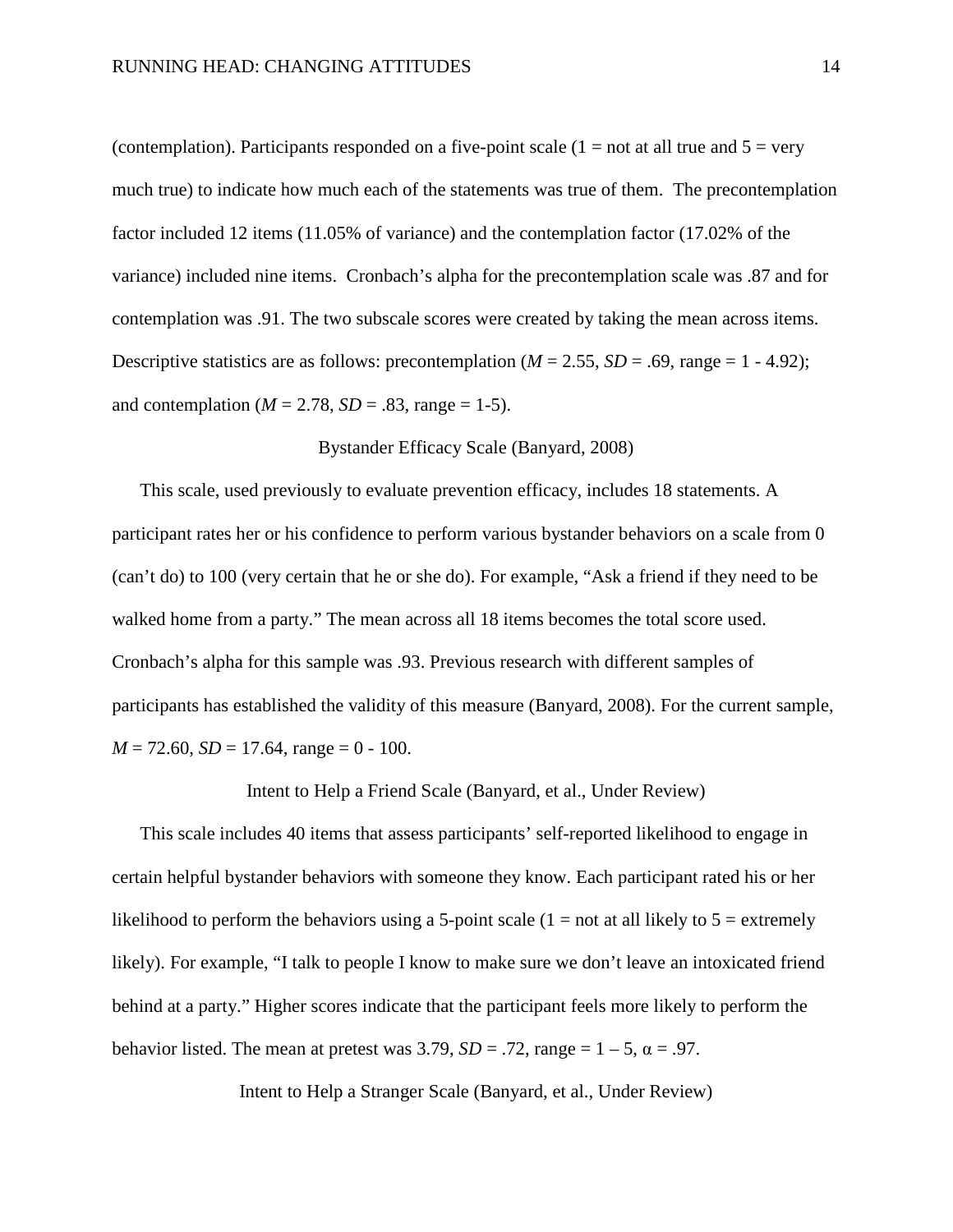(contemplation). Participants responded on a five-point scale (1 = not at all true and 5 = very much true) to indicate how much each of the statements was true of them. The precontemplation factor included 12 items (11.05% of variance) and the contemplation factor (17.02% of the variance) included nine items. Cronbach's alpha for the precontemplation scale was .87 and for contemplation was .91. The two subscale scores were created by taking the mean across items. Descriptive statistics are as follows: precontemplation (*M* = 2.55, *SD* = .69, range = 1 - 4.92); and contemplation (*M* = 2.78, *SD* = .83, range = 1-5).

### Bystander Efficacy Scale (Banyard, 2008)

This scale, used previously to evaluate prevention efficacy, includes 18 statements. A participant rates her or his confidence to perform various bystander behaviors on a scale from 0 (can't do) to 100 (very certain that he or she do). For example, "Ask a friend if they need to be walked home from a party." The mean across all 18 items becomes the total score used. Cronbach's alpha for this sample was .93. Previous research with different samples of participants has established the validity of this measure (Banyard, 2008). For the current sample, *M* = 72.60, *SD* = 17.64, range = 0 - 100.

### Intent to Help a Friend Scale (Banyard, et al., Under Review)

This scale includes 40 items that assess participants' self-reported likelihood to engage in certain helpful bystander behaviors with someone they know. Each participant rated his or her likelihood to perform the behaviors using a 5-point scale (1 = not at all likely to 5 = extremely likely). For example, "I talk to people I know to make sure we don't leave an intoxicated friend behind at a party." Higher scores indicate that the participant feels more likely to perform the behavior listed. The mean at pretest was 3.79, *SD* = .72, range = 1 – 5, $\alpha = .97$.

### Intent to Help a Stranger Scale (Banyard, et al., Under Review)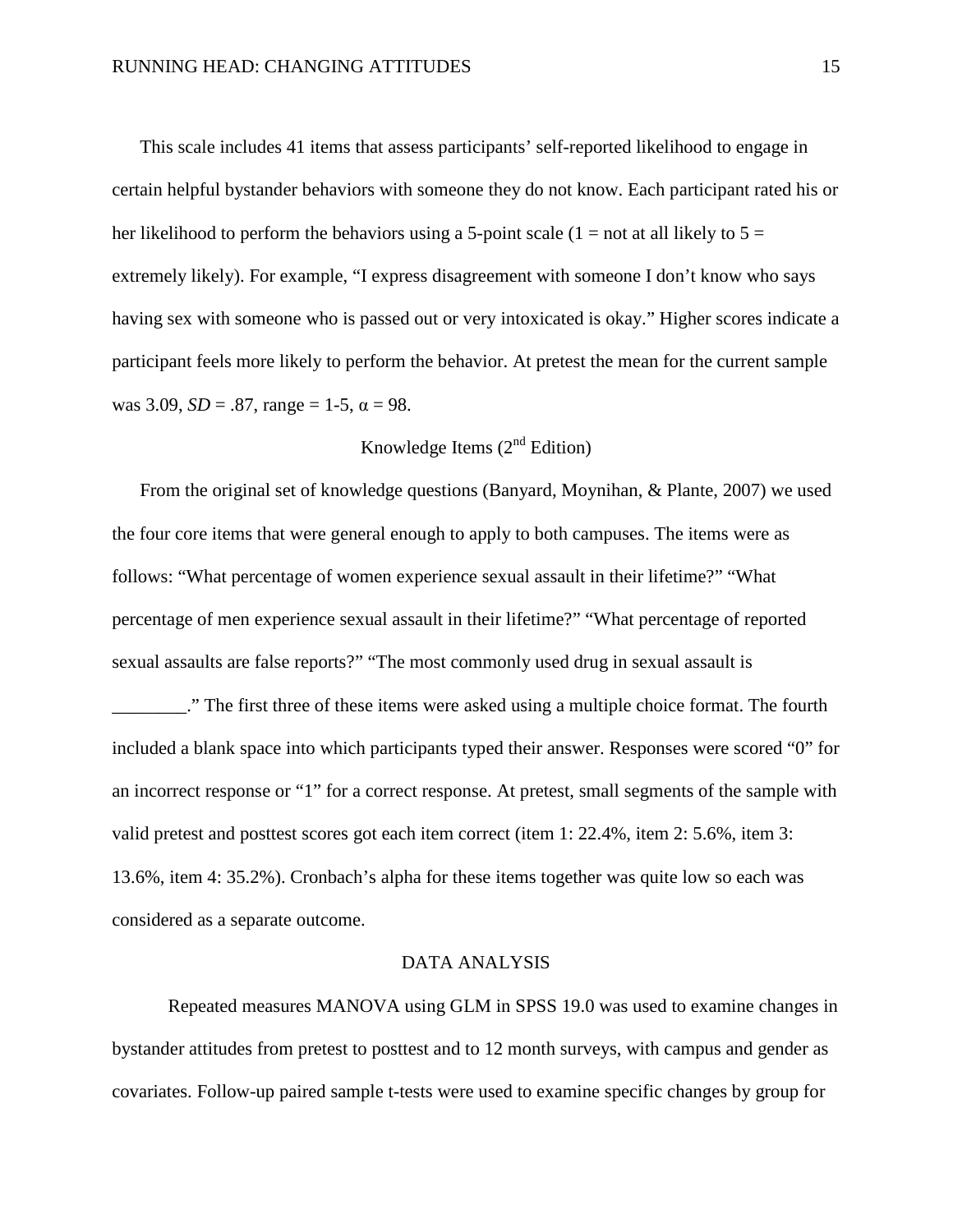This scale includes 41 items that assess participants' self-reported likelihood to engage in certain helpful bystander behaviors with someone they do not know. Each participant rated his or her likelihood to perform the behaviors using a 5-point scale (1 = not at all likely to 5 = extremely likely). For example, "I express disagreement with someone I don't know who says having sex with someone who is passed out or very intoxicated is okay." Higher scores indicate a participant feels more likely to perform the behavior. At pretest the mean for the current sample was 3.09, *SD* = .87, range = 1-5, $\alpha$ = 98.

### Knowledge Items (2nd Edition)

From the original set of knowledge questions (Banyard, Moynihan, & Plante, 2007) we used the four core items that were general enough to apply to both campuses. The items were as follows: "What percentage of women experience sexual assault in their lifetime?" "What percentage of men experience sexual assault in their lifetime?" "What percentage of reported sexual assaults are false reports?" "The most commonly used drug in sexual assault is ________." The first three of these items were asked using a multiple choice format. The fourth included a blank space into which participants typed their answer. Responses were scored "0" for an incorrect response or "1" for a correct response. At pretest, small segments of the sample with valid pretest and posttest scores got each item correct (item 1: 22.4%, item 2: 5.6%, item 3: 13.6%, item 4: 35.2%). Cronbach's alpha for these items together was quite low so each was considered as a separate outcome.

## DATA ANALYSIS

Repeated measures MANOVA using GLM in SPSS 19.0 was used to examine changes in bystander attitudes from pretest to posttest and to 12 month surveys, with campus and gender as covariates. Follow-up paired sample t-tests were used to examine specific changes by group for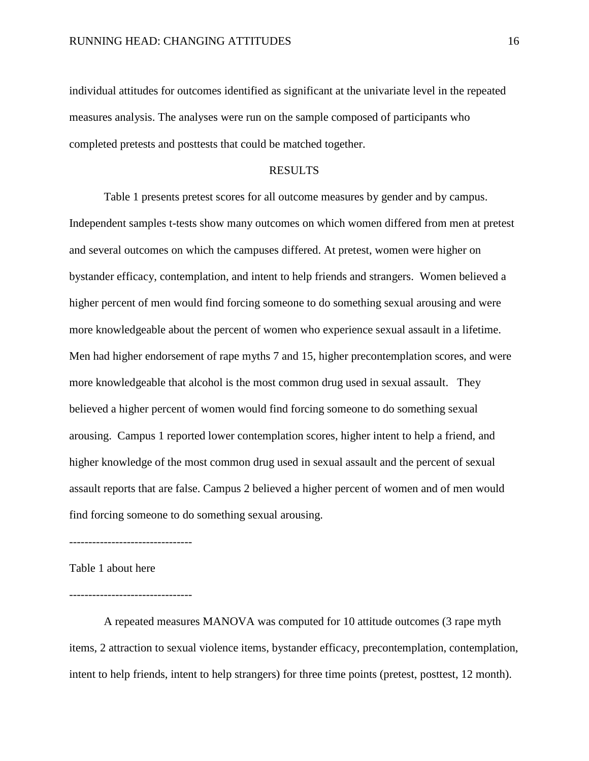individual attitudes for outcomes identified as significant at the univariate level in the repeated measures analysis. The analyses were run on the sample composed of participants who completed pretests and posttests that could be matched together.

## RESULTS

Table 1 presents pretest scores for all outcome measures by gender and by campus. Independent samples t-tests show many outcomes on which women differed from men at pretest and several outcomes on which the campuses differed. At pretest, women were higher on bystander efficacy, contemplation, and intent to help friends and strangers. Women believed a higher percent of men would find forcing someone to do something sexual arousing and were more knowledgeable about the percent of women who experience sexual assault in a lifetime. Men had higher endorsement of rape myths 7 and 15, higher precontemplation scores, and were more knowledgeable that alcohol is the most common drug used in sexual assault. They believed a higher percent of women would find forcing someone to do something sexual arousing. Campus 1 reported lower contemplation scores, higher intent to help a friend, and higher knowledge of the most common drug used in sexual assault and the percent of sexual assault reports that are false. Campus 2 believed a higher percent of women and of men would find forcing someone to do something sexual arousing.

--------------------------------

Table 1 about here

--------------------------------

A repeated measures MANOVA was computed for 10 attitude outcomes (3 rape myth items, 2 attraction to sexual violence items, bystander efficacy, precontemplation, contemplation, intent to help friends, intent to help strangers) for three time points (pretest, posttest, 12 month).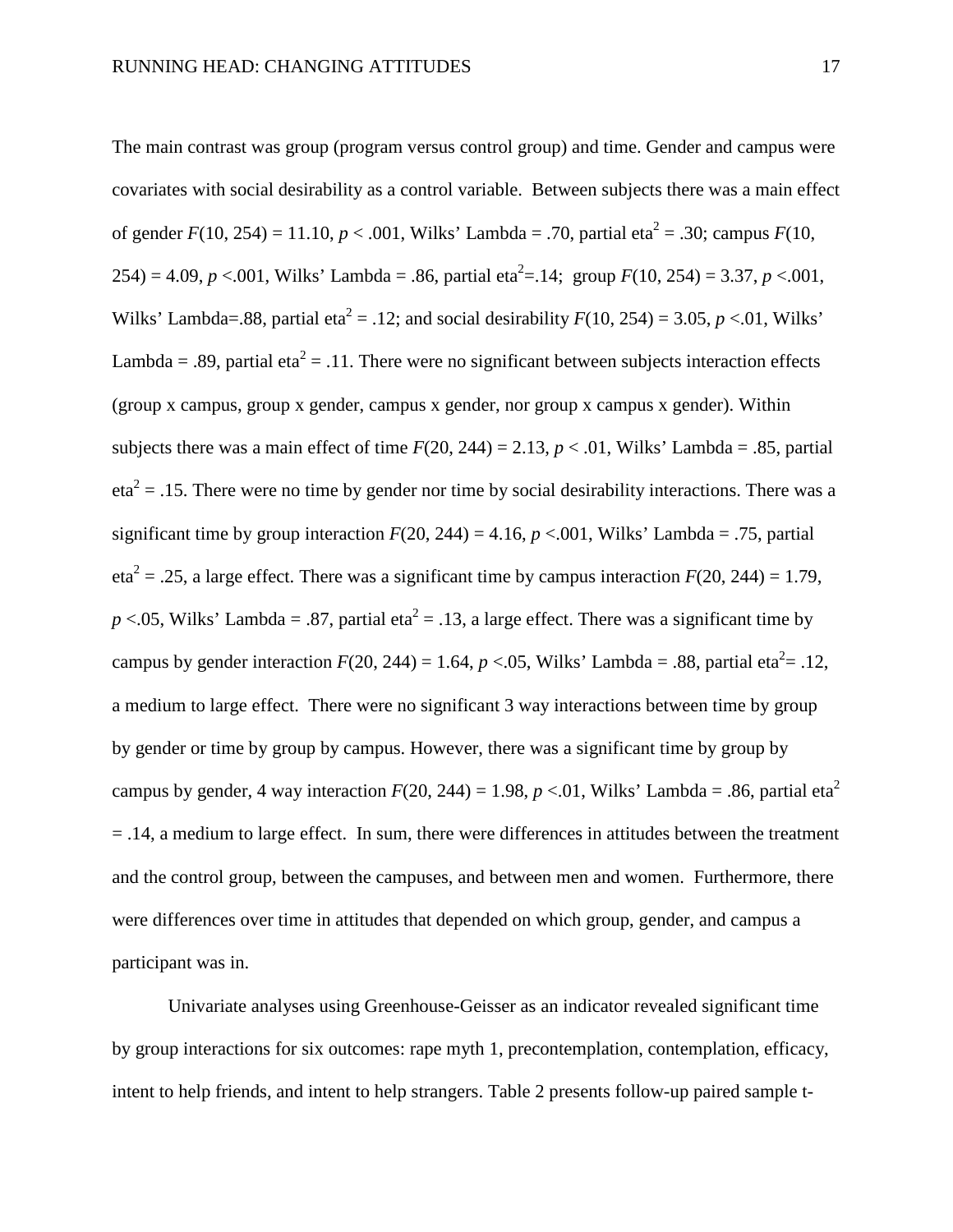The main contrast was group (program versus control group) and time. Gender and campus were covariates with social desirability as a control variable. Between subjects there was a main effect of gender $F(10, 254) = 11.10$, $p < .001$, Wilks' Lambda = .70, partial eta$^2$ = .30; campus $F(10, 254) = 4.09$, $p < .001$, Wilks' Lambda = .86, partial eta$^2$=.14; group $F(10, 254) = 3.37$, $p < .001$, Wilks' Lambda=.88, partial eta$^2$ = .12; and social desirability $F(10, 254) = 3.05$, $p < .01$, Wilks' Lambda = .89, partial eta$^2$ = .11. There were no significant between subjects interaction effects (group x campus, group x gender, campus x gender, nor group x campus x gender). Within subjects there was a main effect of time $F(20, 244) = 2.13$, $p < .01$, Wilks' Lambda = .85, partial eta$^2$ = .15. There were no time by gender nor time by social desirability interactions. There was a significant time by group interaction $F(20, 244) = 4.16$, $p < .001$, Wilks' Lambda = .75, partial eta$^2$ = .25, a large effect. There was a significant time by campus interaction $F(20, 244) = 1.79$, $p < .05$, Wilks' Lambda = .87, partial eta$^2$ = .13, a large effect. There was a significant time by campus by gender interaction $F(20, 244) = 1.64$, $p < .05$, Wilks' Lambda = .88, partial eta$^2$= .12, a medium to large effect. There were no significant 3 way interactions between time by group by gender or time by group by campus. However, there was a significant time by group by campus by gender, 4 way interaction $F(20, 244) = 1.98$, $p < .01$, Wilks' Lambda = .86, partial eta$^2$ = .14, a medium to large effect. In sum, there were differences in attitudes between the treatment and the control group, between the campuses, and between men and women. Furthermore, there were differences over time in attitudes that depended on which group, gender, and campus a participant was in.

Univariate analyses using Greenhouse-Geisser as an indicator revealed significant time by group interactions for six outcomes: rape myth 1, precontemplation, contemplation, efficacy, intent to help friends, and intent to help strangers. Table 2 presents follow-up paired sample t-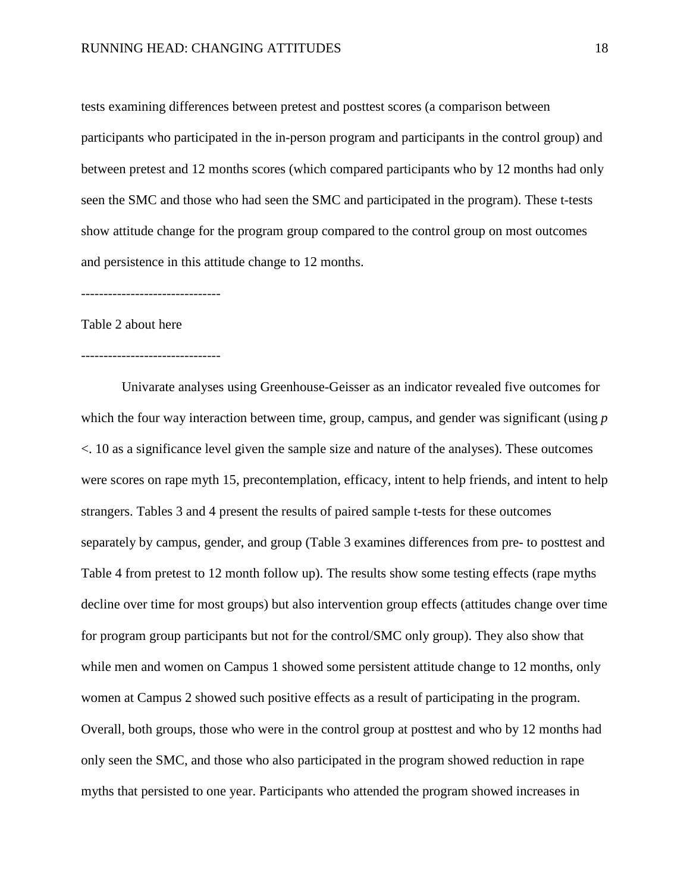tests examining differences between pretest and posttest scores (a comparison between participants who participated in the in-person program and participants in the control group) and between pretest and 12 months scores (which compared participants who by 12 months had only seen the SMC and those who had seen the SMC and participated in the program). These t-tests show attitude change for the program group compared to the control group on most outcomes and persistence in this attitude change to 12 months.

-------------------------------

Table 2 about here

-------------------------------

Univarate analyses using Greenhouse-Geisser as an indicator revealed five outcomes for which the four way interaction between time, group, campus, and gender was significant (using $p$ <. 10 as a significance level given the sample size and nature of the analyses). These outcomes were scores on rape myth 15, precontemplation, efficacy, intent to help friends, and intent to help strangers. Tables 3 and 4 present the results of paired sample t-tests for these outcomes separately by campus, gender, and group (Table 3 examines differences from pre- to posttest and Table 4 from pretest to 12 month follow up). The results show some testing effects (rape myths decline over time for most groups) but also intervention group effects (attitudes change over time for program group participants but not for the control/SMC only group). They also show that while men and women on Campus 1 showed some persistent attitude change to 12 months, only women at Campus 2 showed such positive effects as a result of participating in the program. Overall, both groups, those who were in the control group at posttest and who by 12 months had only seen the SMC, and those who also participated in the program showed reduction in rape myths that persisted to one year. Participants who attended the program showed increases in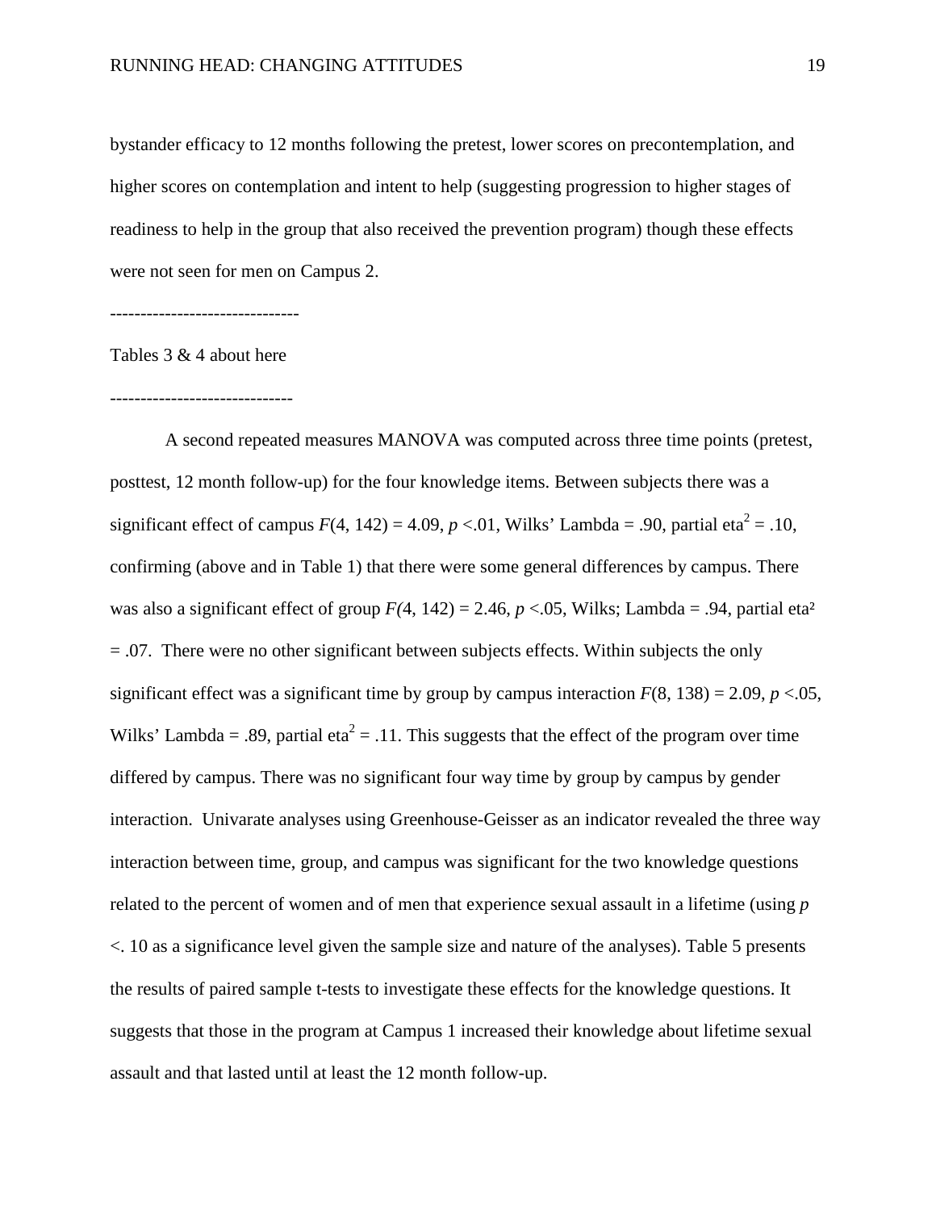bystander efficacy to 12 months following the pretest, lower scores on precontemplation, and higher scores on contemplation and intent to help (suggesting progression to higher stages of readiness to help in the group that also received the prevention program) though these effects were not seen for men on Campus 2.

-------------------------------

Tables 3 & 4 about here

------------------------------

A second repeated measures MANOVA was computed across three time points (pretest, posttest, 12 month follow-up) for the four knowledge items. Between subjects there was a significant effect of campus $F(4, 142) = 4.09$, $p < .01$, Wilks' Lambda = .90, partial eta$^2$ = .10, confirming (above and in Table 1) that there were some general differences by campus. There was also a significant effect of group $F(4, 142) = 2.46$, $p < .05$, Wilks; Lambda = .94, partial eta$^2$ = .07. There were no other significant between subjects effects. Within subjects the only significant effect was a significant time by group by campus interaction $F(8, 138) = 2.09$, $p < .05$, Wilks' Lambda = .89, partial eta$^2$ = .11. This suggests that the effect of the program over time differed by campus. There was no significant four way time by group by campus by gender interaction. Univarate analyses using Greenhouse-Geisser as an indicator revealed the three way interaction between time, group, and campus was significant for the two knowledge questions related to the percent of women and of men that experience sexual assault in a lifetime (using $p$ <. 10 as a significance level given the sample size and nature of the analyses). Table 5 presents the results of paired sample t-tests to investigate these effects for the knowledge questions. It suggests that those in the program at Campus 1 increased their knowledge about lifetime sexual assault and that lasted until at least the 12 month follow-up.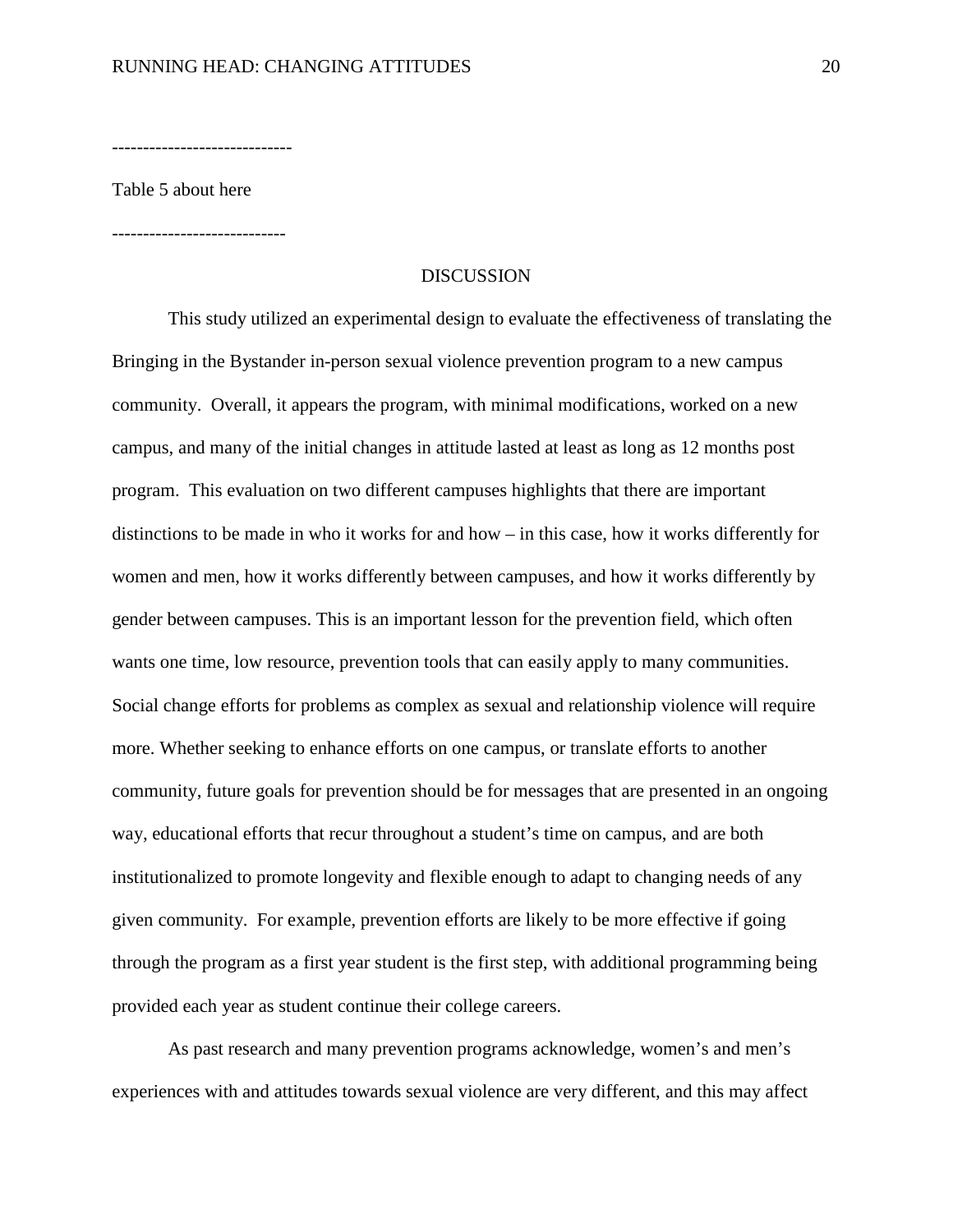-----------------------------

Table 5 about here

----------------------------

## DISCUSSION

This study utilized an experimental design to evaluate the effectiveness of translating the Bringing in the Bystander in-person sexual violence prevention program to a new campus community. Overall, it appears the program, with minimal modifications, worked on a new campus, and many of the initial changes in attitude lasted at least as long as 12 months post program. This evaluation on two different campuses highlights that there are important distinctions to be made in who it works for and how – in this case, how it works differently for women and men, how it works differently between campuses, and how it works differently by gender between campuses. This is an important lesson for the prevention field, which often wants one time, low resource, prevention tools that can easily apply to many communities. Social change efforts for problems as complex as sexual and relationship violence will require more. Whether seeking to enhance efforts on one campus, or translate efforts to another community, future goals for prevention should be for messages that are presented in an ongoing way, educational efforts that recur throughout a student's time on campus, and are both institutionalized to promote longevity and flexible enough to adapt to changing needs of any given community. For example, prevention efforts are likely to be more effective if going through the program as a first year student is the first step, with additional programming being provided each year as student continue their college careers.

As past research and many prevention programs acknowledge, women's and men's experiences with and attitudes towards sexual violence are very different, and this may affect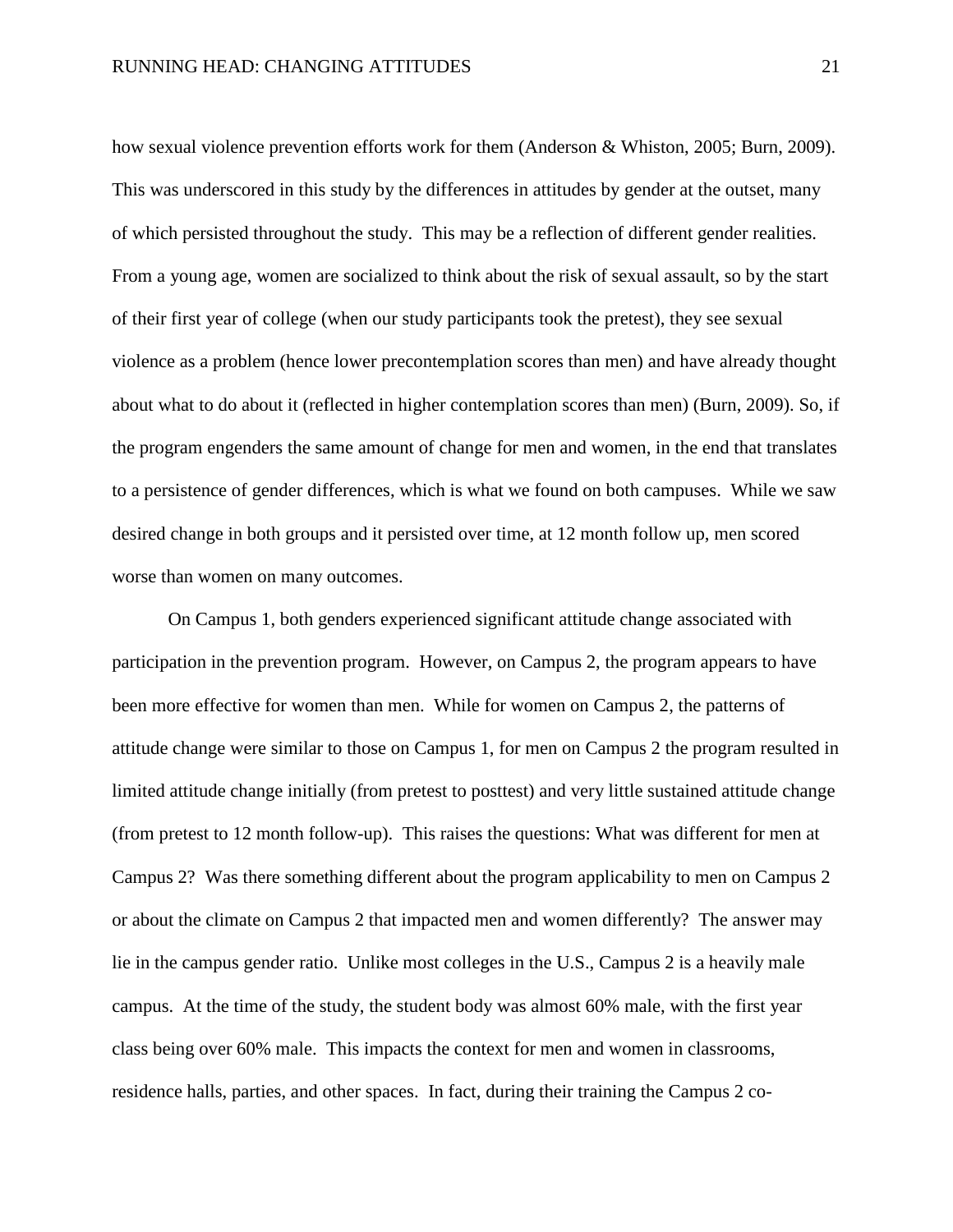how sexual violence prevention efforts work for them (Anderson & Whiston, 2005; Burn, 2009). This was underscored in this study by the differences in attitudes by gender at the outset, many of which persisted throughout the study. This may be a reflection of different gender realities. From a young age, women are socialized to think about the risk of sexual assault, so by the start of their first year of college (when our study participants took the pretest), they see sexual violence as a problem (hence lower precontemplation scores than men) and have already thought about what to do about it (reflected in higher contemplation scores than men) (Burn, 2009). So, if the program engenders the same amount of change for men and women, in the end that translates to a persistence of gender differences, which is what we found on both campuses. While we saw desired change in both groups and it persisted over time, at 12 month follow up, men scored worse than women on many outcomes.

On Campus 1, both genders experienced significant attitude change associated with participation in the prevention program. However, on Campus 2, the program appears to have been more effective for women than men. While for women on Campus 2, the patterns of attitude change were similar to those on Campus 1, for men on Campus 2 the program resulted in limited attitude change initially (from pretest to posttest) and very little sustained attitude change (from pretest to 12 month follow-up). This raises the questions: What was different for men at Campus 2? Was there something different about the program applicability to men on Campus 2 or about the climate on Campus 2 that impacted men and women differently? The answer may lie in the campus gender ratio. Unlike most colleges in the U.S., Campus 2 is a heavily male campus. At the time of the study, the student body was almost 60% male, with the first year class being over 60% male. This impacts the context for men and women in classrooms, residence halls, parties, and other spaces. In fact, during their training the Campus 2 co-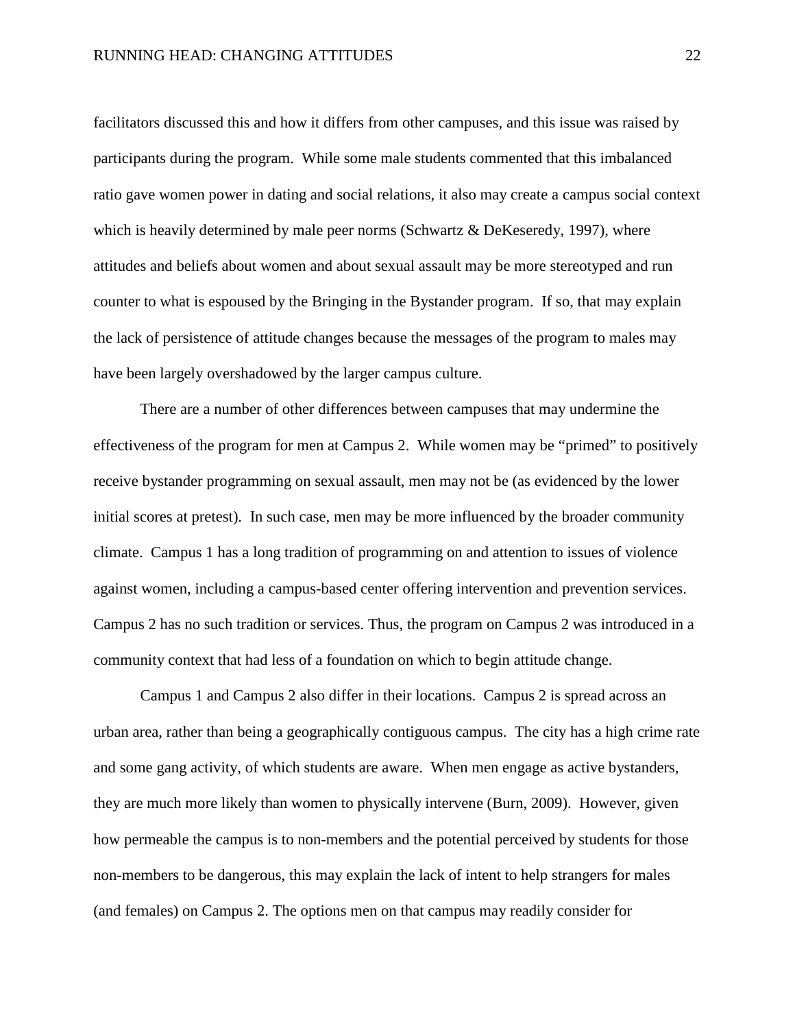facilitators discussed this and how it differs from other campuses, and this issue was raised by participants during the program. While some male students commented that this imbalanced ratio gave women power in dating and social relations, it also may create a campus social context which is heavily determined by male peer norms (Schwartz & DeKeseredy, 1997), where attitudes and beliefs about women and about sexual assault may be more stereotyped and run counter to what is espoused by the Bringing in the Bystander program. If so, that may explain the lack of persistence of attitude changes because the messages of the program to males may have been largely overshadowed by the larger campus culture.

There are a number of other differences between campuses that may undermine the effectiveness of the program for men at Campus 2. While women may be "primed" to positively receive bystander programming on sexual assault, men may not be (as evidenced by the lower initial scores at pretest). In such case, men may be more influenced by the broader community climate. Campus 1 has a long tradition of programming on and attention to issues of violence against women, including a campus-based center offering intervention and prevention services. Campus 2 has no such tradition or services. Thus, the program on Campus 2 was introduced in a community context that had less of a foundation on which to begin attitude change.

Campus 1 and Campus 2 also differ in their locations. Campus 2 is spread across an urban area, rather than being a geographically contiguous campus. The city has a high crime rate and some gang activity, of which students are aware. When men engage as active bystanders, they are much more likely than women to physically intervene (Burn, 2009). However, given how permeable the campus is to non-members and the potential perceived by students for those non-members to be dangerous, this may explain the lack of intent to help strangers for males (and females) on Campus 2. The options men on that campus may readily consider for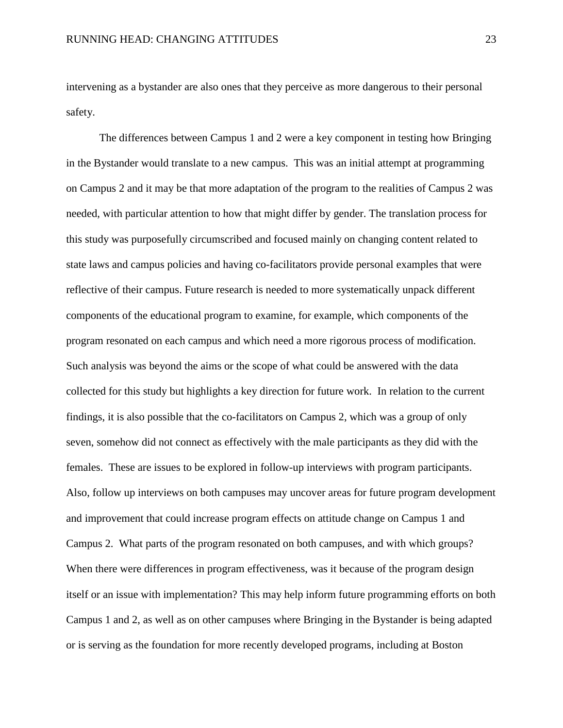intervening as a bystander are also ones that they perceive as more dangerous to their personal safety.

The differences between Campus 1 and 2 were a key component in testing how Bringing in the Bystander would translate to a new campus. This was an initial attempt at programming on Campus 2 and it may be that more adaptation of the program to the realities of Campus 2 was needed, with particular attention to how that might differ by gender. The translation process for this study was purposefully circumscribed and focused mainly on changing content related to state laws and campus policies and having co-facilitators provide personal examples that were reflective of their campus. Future research is needed to more systematically unpack different components of the educational program to examine, for example, which components of the program resonated on each campus and which need a more rigorous process of modification. Such analysis was beyond the aims or the scope of what could be answered with the data collected for this study but highlights a key direction for future work. In relation to the current findings, it is also possible that the co-facilitators on Campus 2, which was a group of only seven, somehow did not connect as effectively with the male participants as they did with the females. These are issues to be explored in follow-up interviews with program participants. Also, follow up interviews on both campuses may uncover areas for future program development and improvement that could increase program effects on attitude change on Campus 1 and Campus 2. What parts of the program resonated on both campuses, and with which groups? When there were differences in program effectiveness, was it because of the program design itself or an issue with implementation? This may help inform future programming efforts on both Campus 1 and 2, as well as on other campuses where Bringing in the Bystander is being adapted or is serving as the foundation for more recently developed programs, including at Boston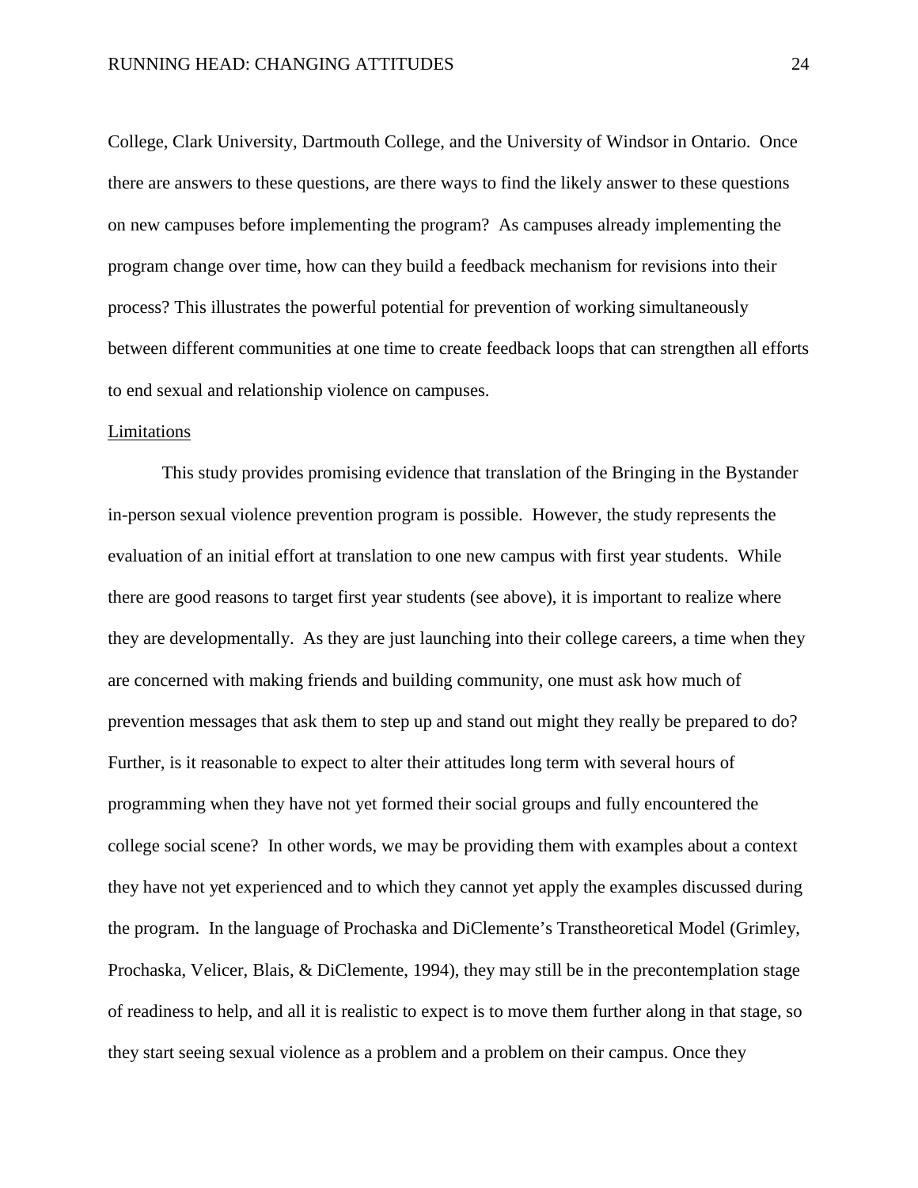College, Clark University, Dartmouth College, and the University of Windsor in Ontario. Once there are answers to these questions, are there ways to find the likely answer to these questions on new campuses before implementing the program? As campuses already implementing the program change over time, how can they build a feedback mechanism for revisions into their process? This illustrates the powerful potential for prevention of working simultaneously between different communities at one time to create feedback loops that can strengthen all efforts to end sexual and relationship violence on campuses.

## Limitations

This study provides promising evidence that translation of the Bringing in the Bystander in-person sexual violence prevention program is possible. However, the study represents the evaluation of an initial effort at translation to one new campus with first year students. While there are good reasons to target first year students (see above), it is important to realize where they are developmentally. As they are just launching into their college careers, a time when they are concerned with making friends and building community, one must ask how much of prevention messages that ask them to step up and stand out might they really be prepared to do? Further, is it reasonable to expect to alter their attitudes long term with several hours of programming when they have not yet formed their social groups and fully encountered the college social scene? In other words, we may be providing them with examples about a context they have not yet experienced and to which they cannot yet apply the examples discussed during the program. In the language of Prochaska and DiClemente's Transtheoretical Model (Grimley, Prochaska, Velicer, Blais, & DiClemente, 1994), they may still be in the precontemplation stage of readiness to help, and all it is realistic to expect is to move them further along in that stage, so they start seeing sexual violence as a problem and a problem on their campus. Once they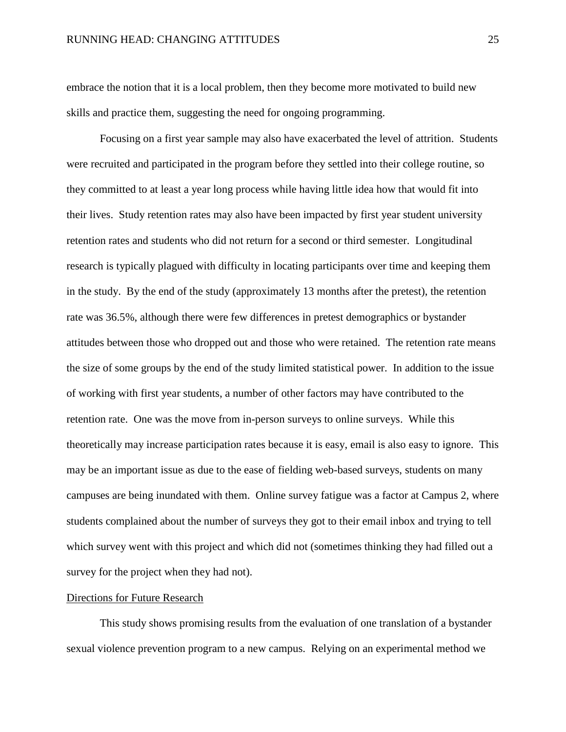embrace the notion that it is a local problem, then they become more motivated to build new skills and practice them, suggesting the need for ongoing programming.

Focusing on a first year sample may also have exacerbated the level of attrition. Students were recruited and participated in the program before they settled into their college routine, so they committed to at least a year long process while having little idea how that would fit into their lives. Study retention rates may also have been impacted by first year student university retention rates and students who did not return for a second or third semester. Longitudinal research is typically plagued with difficulty in locating participants over time and keeping them in the study. By the end of the study (approximately 13 months after the pretest), the retention rate was 36.5%, although there were few differences in pretest demographics or bystander attitudes between those who dropped out and those who were retained. The retention rate means the size of some groups by the end of the study limited statistical power. In addition to the issue of working with first year students, a number of other factors may have contributed to the retention rate. One was the move from in-person surveys to online surveys. While this theoretically may increase participation rates because it is easy, email is also easy to ignore. This may be an important issue as due to the ease of fielding web-based surveys, students on many campuses are being inundated with them. Online survey fatigue was a factor at Campus 2, where students complained about the number of surveys they got to their email inbox and trying to tell which survey went with this project and which did not (sometimes thinking they had filled out a survey for the project when they had not).

## Directions for Future Research

This study shows promising results from the evaluation of one translation of a bystander sexual violence prevention program to a new campus. Relying on an experimental method we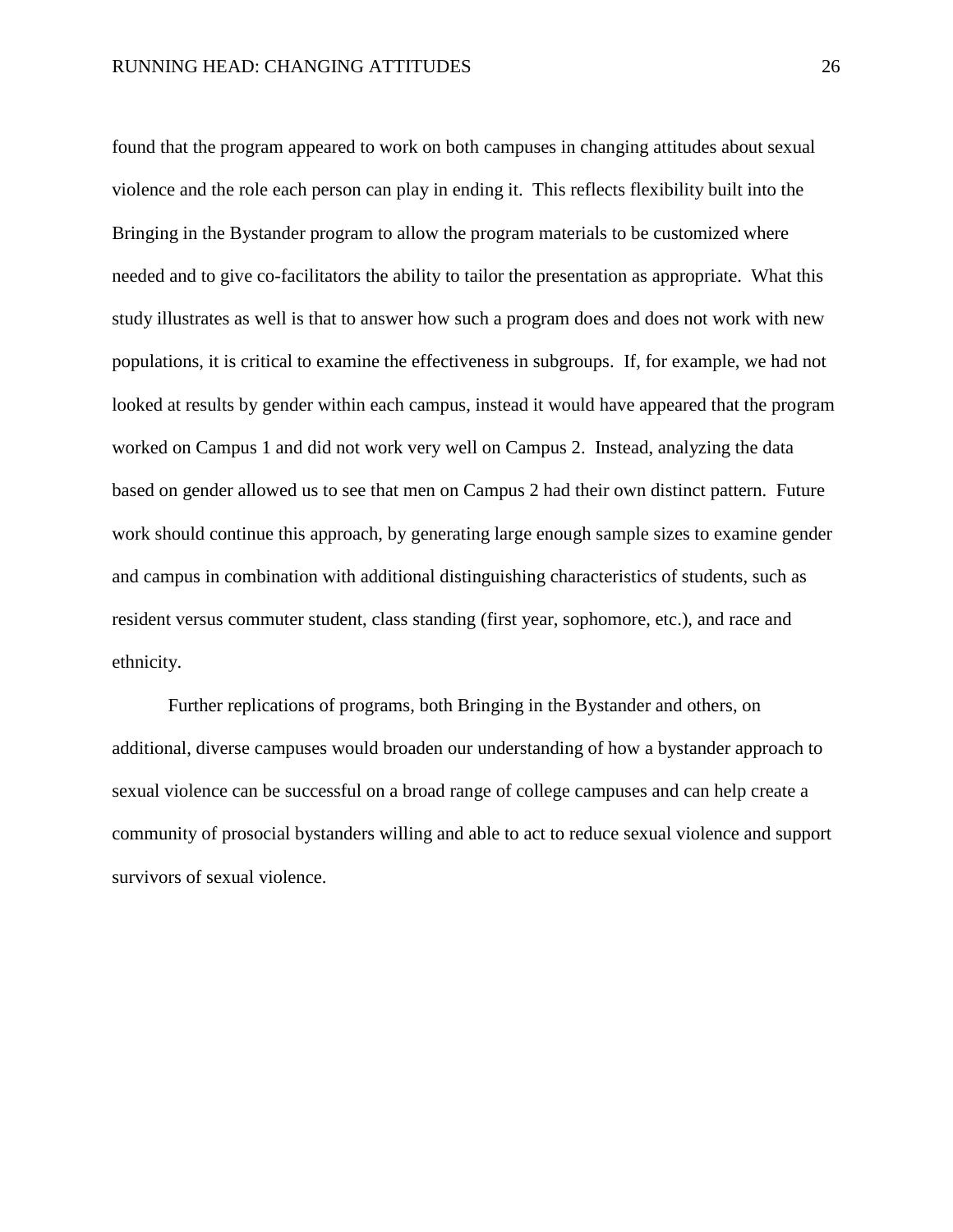found that the program appeared to work on both campuses in changing attitudes about sexual violence and the role each person can play in ending it. This reflects flexibility built into the Bringing in the Bystander program to allow the program materials to be customized where needed and to give co-facilitators the ability to tailor the presentation as appropriate. What this study illustrates as well is that to answer how such a program does and does not work with new populations, it is critical to examine the effectiveness in subgroups. If, for example, we had not looked at results by gender within each campus, instead it would have appeared that the program worked on Campus 1 and did not work very well on Campus 2. Instead, analyzing the data based on gender allowed us to see that men on Campus 2 had their own distinct pattern. Future work should continue this approach, by generating large enough sample sizes to examine gender and campus in combination with additional distinguishing characteristics of students, such as resident versus commuter student, class standing (first year, sophomore, etc.), and race and ethnicity.

Further replications of programs, both Bringing in the Bystander and others, on additional, diverse campuses would broaden our understanding of how a bystander approach to sexual violence can be successful on a broad range of college campuses and can help create a community of prosocial bystanders willing and able to act to reduce sexual violence and support survivors of sexual violence.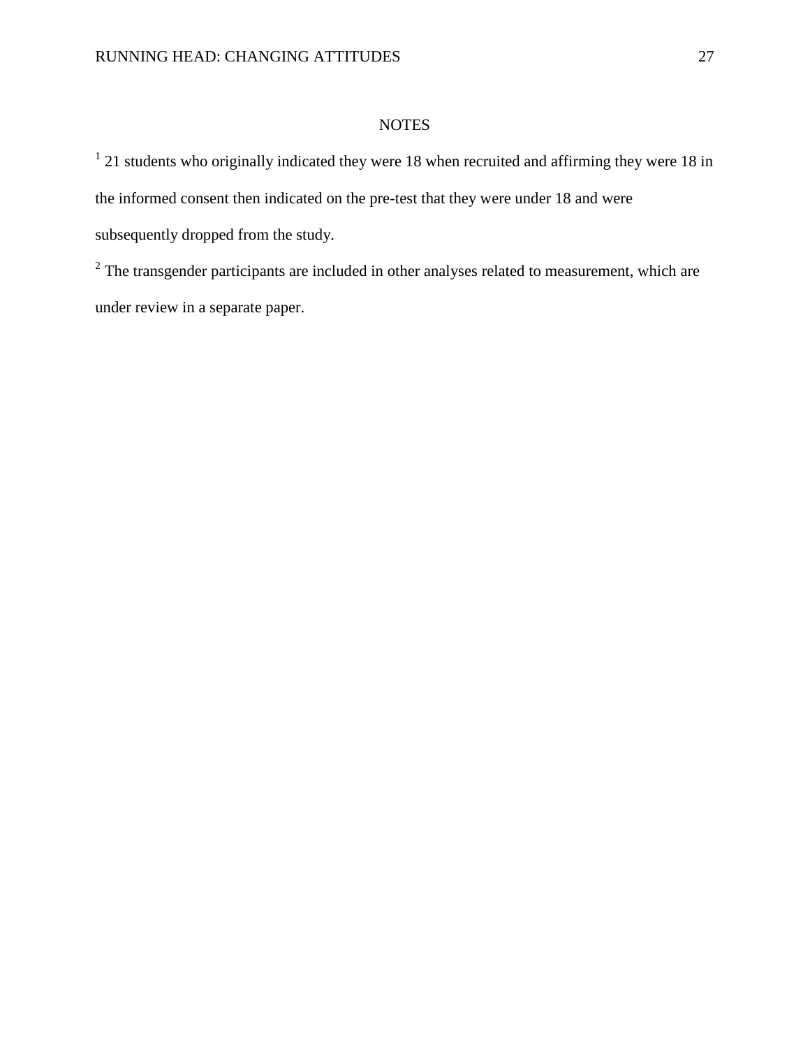## NOTES

[1] 21 students who originally indicated they were 18 when recruited and affirming they were 18 in the informed consent then indicated on the pre-test that they were under 18 and were subsequently dropped from the study.

[2] The transgender participants are included in other analyses related to measurement, which are under review in a separate paper.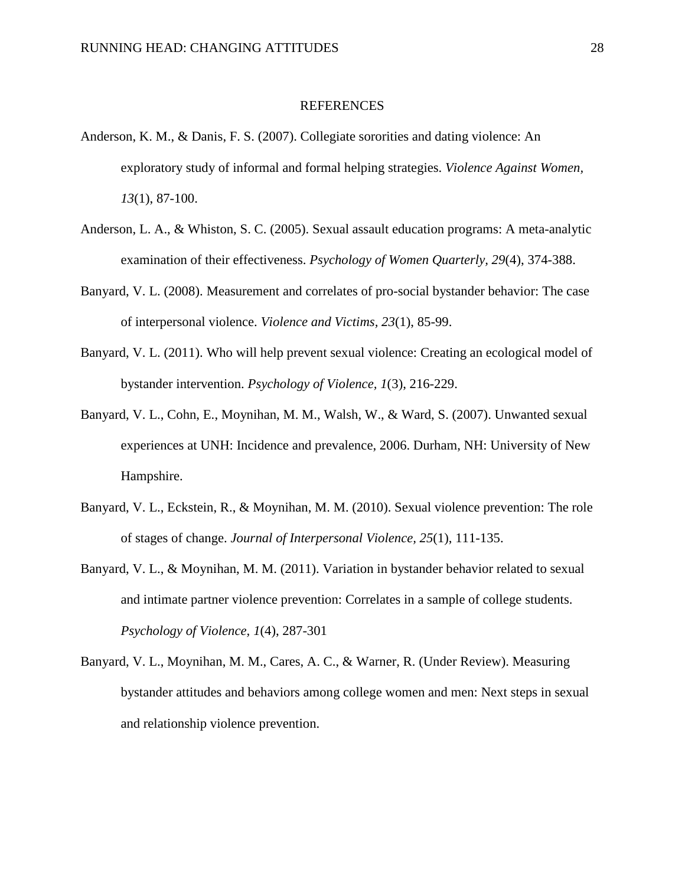## REFERENCES

Anderson, K. M., & Danis, F. S. (2007). Collegiate sororities and dating violence: An exploratory study of informal and formal helping strategies. *Violence Against Women, 13*(1), 87-100.

Anderson, L. A., & Whiston, S. C. (2005). Sexual assault education programs: A meta-analytic examination of their effectiveness. *Psychology of Women Quarterly, 29*(4), 374-388.

Banyard, V. L. (2008). Measurement and correlates of pro-social bystander behavior: The case of interpersonal violence. *Violence and Victims, 23*(1), 85-99.

Banyard, V. L. (2011). Who will help prevent sexual violence: Creating an ecological model of bystander intervention. *Psychology of Violence, 1*(3), 216-229.

Banyard, V. L., Cohn, E., Moynihan, M. M., Walsh, W., & Ward, S. (2007). Unwanted sexual experiences at UNH: Incidence and prevalence, 2006. Durham, NH: University of New Hampshire.

Banyard, V. L., Eckstein, R., & Moynihan, M. M. (2010). Sexual violence prevention: The role of stages of change. *Journal of Interpersonal Violence, 25*(1), 111-135.

Banyard, V. L., & Moynihan, M. M. (2011). Variation in bystander behavior related to sexual and intimate partner violence prevention: Correlates in a sample of college students. *Psychology of Violence, 1*(4), 287-301

Banyard, V. L., Moynihan, M. M., Cares, A. C., & Warner, R. (Under Review). Measuring bystander attitudes and behaviors among college women and men: Next steps in sexual and relationship violence prevention.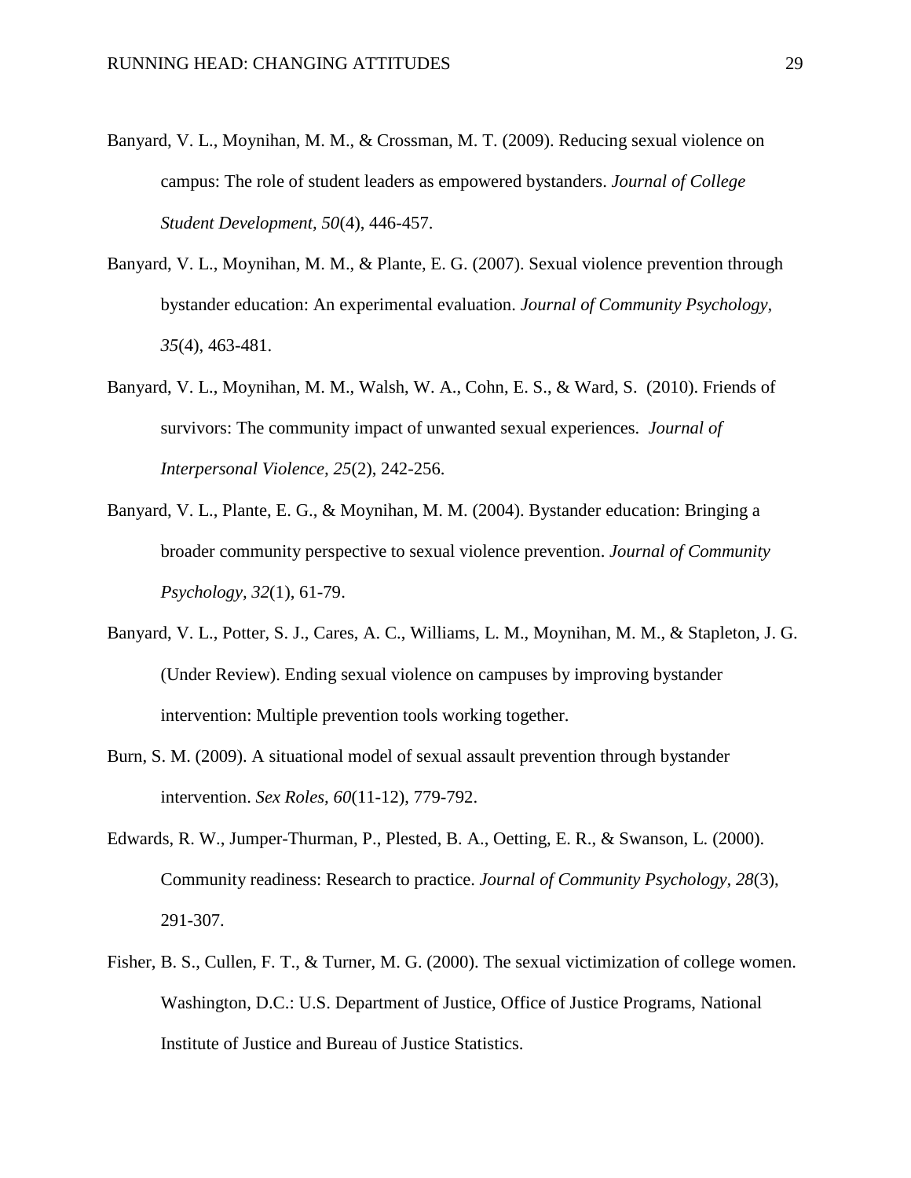Banyard, V. L., Moynihan, M. M., & Crossman, M. T. (2009). Reducing sexual violence on campus: The role of student leaders as empowered bystanders. *Journal of College Student Development, 50*(4), 446-457.

Banyard, V. L., Moynihan, M. M., & Plante, E. G. (2007). Sexual violence prevention through bystander education: An experimental evaluation. *Journal of Community Psychology, 35*(4), 463-481.

Banyard, V. L., Moynihan, M. M., Walsh, W. A., Cohn, E. S., & Ward, S. (2010). Friends of survivors: The community impact of unwanted sexual experiences. *Journal of Interpersonal Violence, 25*(2), 242-256.

Banyard, V. L., Plante, E. G., & Moynihan, M. M. (2004). Bystander education: Bringing a broader community perspective to sexual violence prevention. *Journal of Community Psychology, 32*(1), 61-79.

Banyard, V. L., Potter, S. J., Cares, A. C., Williams, L. M., Moynihan, M. M., & Stapleton, J. G. (Under Review). Ending sexual violence on campuses by improving bystander intervention: Multiple prevention tools working together.

Burn, S. M. (2009). A situational model of sexual assault prevention through bystander intervention. *Sex Roles, 60*(11-12), 779-792.

Edwards, R. W., Jumper-Thurman, P., Plested, B. A., Oetting, E. R., & Swanson, L. (2000). Community readiness: Research to practice. *Journal of Community Psychology, 28*(3), 291-307.

Fisher, B. S., Cullen, F. T., & Turner, M. G. (2000). The sexual victimization of college women. Washington, D.C.: U.S. Department of Justice, Office of Justice Programs, National Institute of Justice and Bureau of Justice Statistics.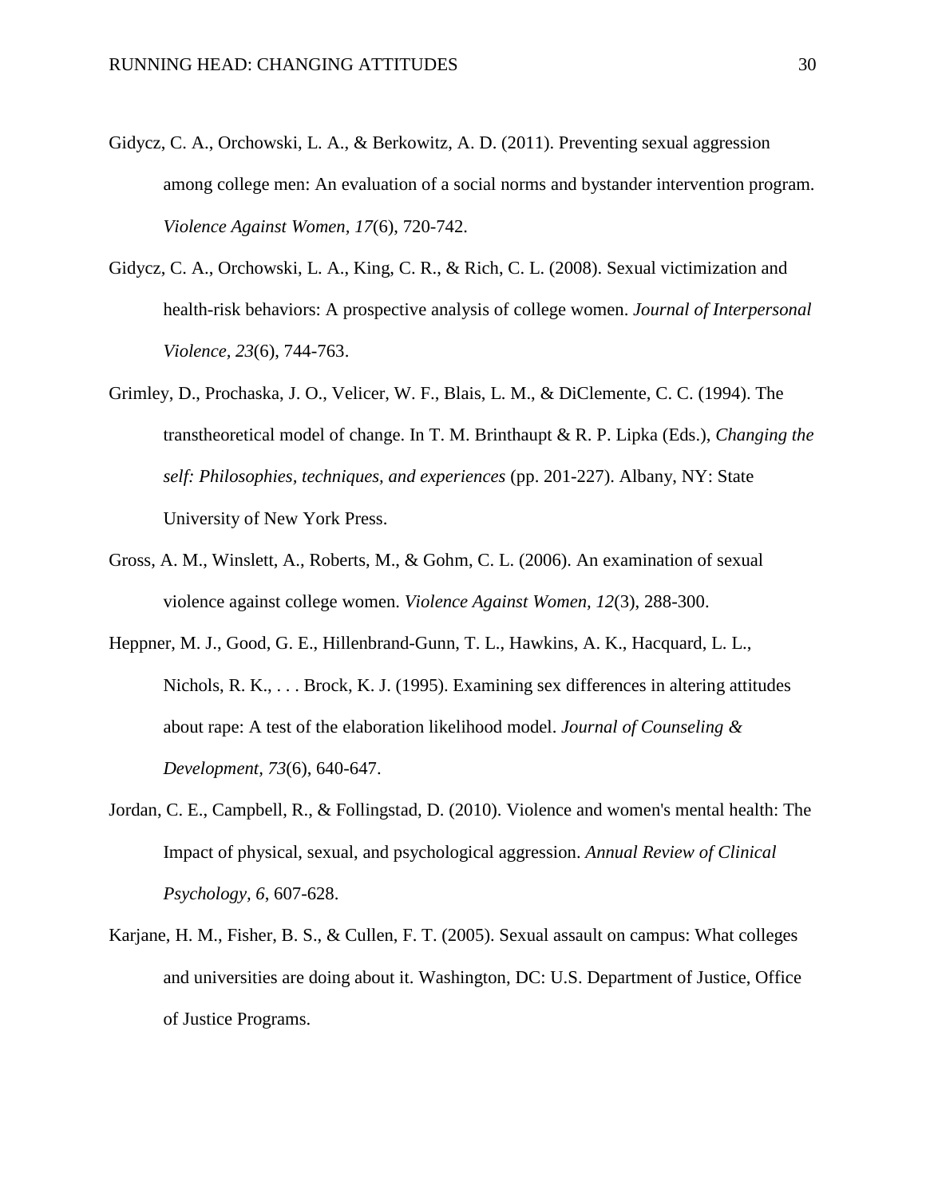Gidycz, C. A., Orchowski, L. A., & Berkowitz, A. D. (2011). Preventing sexual aggression among college men: An evaluation of a social norms and bystander intervention program. *Violence Against Women, 17*(6), 720-742.

Gidycz, C. A., Orchowski, L. A., King, C. R., & Rich, C. L. (2008). Sexual victimization and health-risk behaviors: A prospective analysis of college women. *Journal of Interpersonal Violence, 23*(6), 744-763.

Grimley, D., Prochaska, J. O., Velicer, W. F., Blais, L. M., & DiClemente, C. C. (1994). The transtheoretical model of change. In T. M. Brinthaupt & R. P. Lipka (Eds.), *Changing the self: Philosophies, techniques, and experiences* (pp. 201-227). Albany, NY: State University of New York Press.

Gross, A. M., Winslett, A., Roberts, M., & Gohm, C. L. (2006). An examination of sexual violence against college women. *Violence Against Women, 12*(3), 288-300.

Heppner, M. J., Good, G. E., Hillenbrand-Gunn, T. L., Hawkins, A. K., Hacquard, L. L., Nichols, R. K., . . . Brock, K. J. (1995). Examining sex differences in altering attitudes about rape: A test of the elaboration likelihood model. *Journal of Counseling & Development, 73*(6), 640-647.

Jordan, C. E., Campbell, R., & Follingstad, D. (2010). Violence and women's mental health: The Impact of physical, sexual, and psychological aggression. *Annual Review of Clinical Psychology, 6*, 607-628.

Karjane, H. M., Fisher, B. S., & Cullen, F. T. (2005). Sexual assault on campus: What colleges and universities are doing about it. Washington, DC: U.S. Department of Justice, Office of Justice Programs.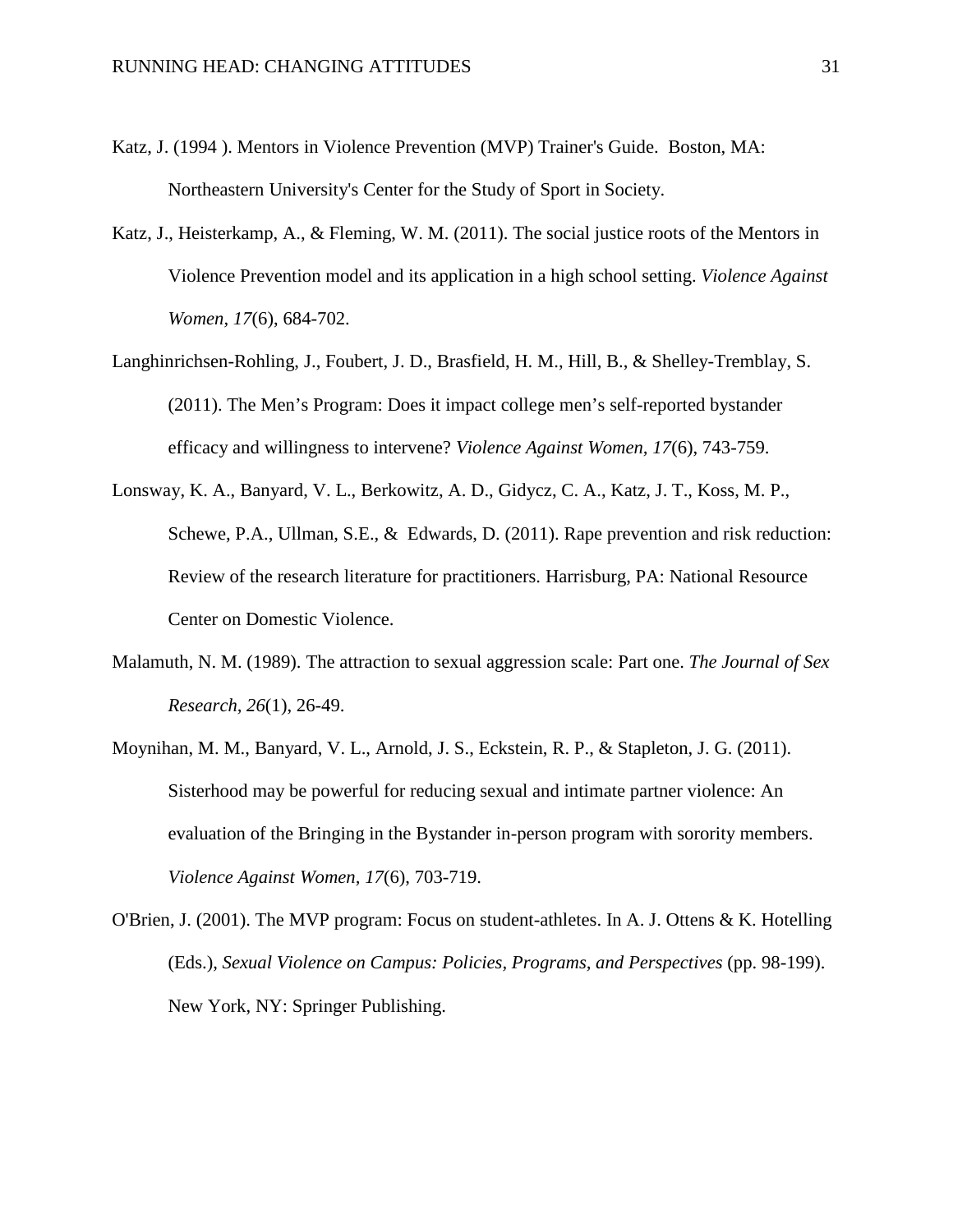Katz, J. (1994 ). Mentors in Violence Prevention (MVP) Trainer's Guide. Boston, MA: Northeastern University's Center for the Study of Sport in Society.

Katz, J., Heisterkamp, A., & Fleming, W. M. (2011). The social justice roots of the Mentors in Violence Prevention model and its application in a high school setting. *Violence Against Women, 17*(6), 684-702.

Langhinrichsen-Rohling, J., Foubert, J. D., Brasfield, H. M., Hill, B., & Shelley-Tremblay, S. (2011). The Men's Program: Does it impact college men's self-reported bystander efficacy and willingness to intervene? *Violence Against Women, 17*(6), 743-759.

Lonsway, K. A., Banyard, V. L., Berkowitz, A. D., Gidycz, C. A., Katz, J. T., Koss, M. P., Schewe, P.A., Ullman, S.E., & Edwards, D. (2011). Rape prevention and risk reduction: Review of the research literature for practitioners. Harrisburg, PA: National Resource Center on Domestic Violence.

Malamuth, N. M. (1989). The attraction to sexual aggression scale: Part one. *The Journal of Sex Research, 26*(1), 26-49.

Moynihan, M. M., Banyard, V. L., Arnold, J. S., Eckstein, R. P., & Stapleton, J. G. (2011). Sisterhood may be powerful for reducing sexual and intimate partner violence: An evaluation of the Bringing in the Bystander in-person program with sorority members. *Violence Against Women, 17*(6), 703-719.

O'Brien, J. (2001). The MVP program: Focus on student-athletes. In A. J. Ottens & K. Hotelling (Eds.), *Sexual Violence on Campus: Policies, Programs, and Perspectives* (pp. 98-199). New York, NY: Springer Publishing.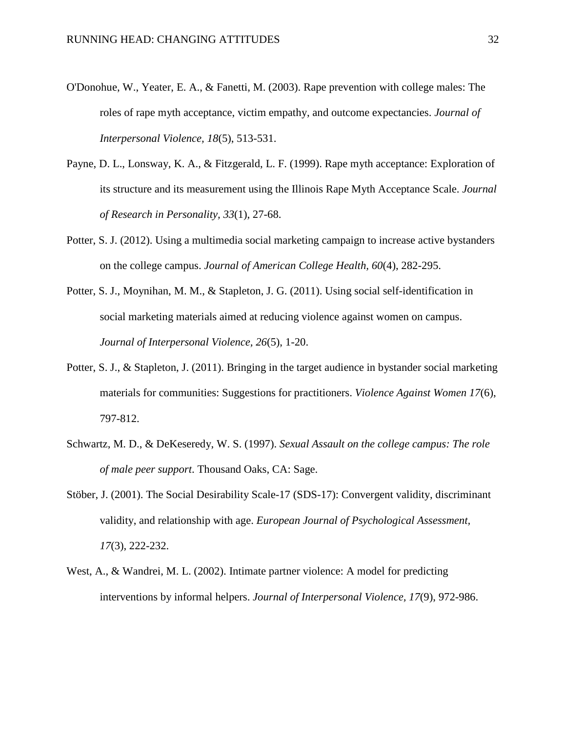O'Donohue, W., Yeater, E. A., & Fanetti, M. (2003). Rape prevention with college males: The roles of rape myth acceptance, victim empathy, and outcome expectancies. *Journal of Interpersonal Violence, 18*(5), 513-531.

Payne, D. L., Lonsway, K. A., & Fitzgerald, L. F. (1999). Rape myth acceptance: Exploration of its structure and its measurement using the Illinois Rape Myth Acceptance Scale. *Journal of Research in Personality, 33*(1), 27-68.

Potter, S. J. (2012). Using a multimedia social marketing campaign to increase active bystanders on the college campus. *Journal of American College Health, 60*(4), 282-295.

Potter, S. J., Moynihan, M. M., & Stapleton, J. G. (2011). Using social self-identification in social marketing materials aimed at reducing violence against women on campus. *Journal of Interpersonal Violence, 26*(5), 1-20.

Potter, S. J., & Stapleton, J. (2011). Bringing in the target audience in bystander social marketing materials for communities: Suggestions for practitioners. *Violence Against Women 17*(6), 797-812.

Schwartz, M. D., & DeKeseredy, W. S. (1997). *Sexual Assault on the college campus: The role of male peer support*. Thousand Oaks, CA: Sage.

Stöber, J. (2001). The Social Desirability Scale-17 (SDS-17): Convergent validity, discriminant validity, and relationship with age. *European Journal of Psychological Assessment, 17*(3), 222-232.

West, A., & Wandrei, M. L. (2002). Intimate partner violence: A model for predicting interventions by informal helpers. *Journal of Interpersonal Violence, 17*(9), 972-986.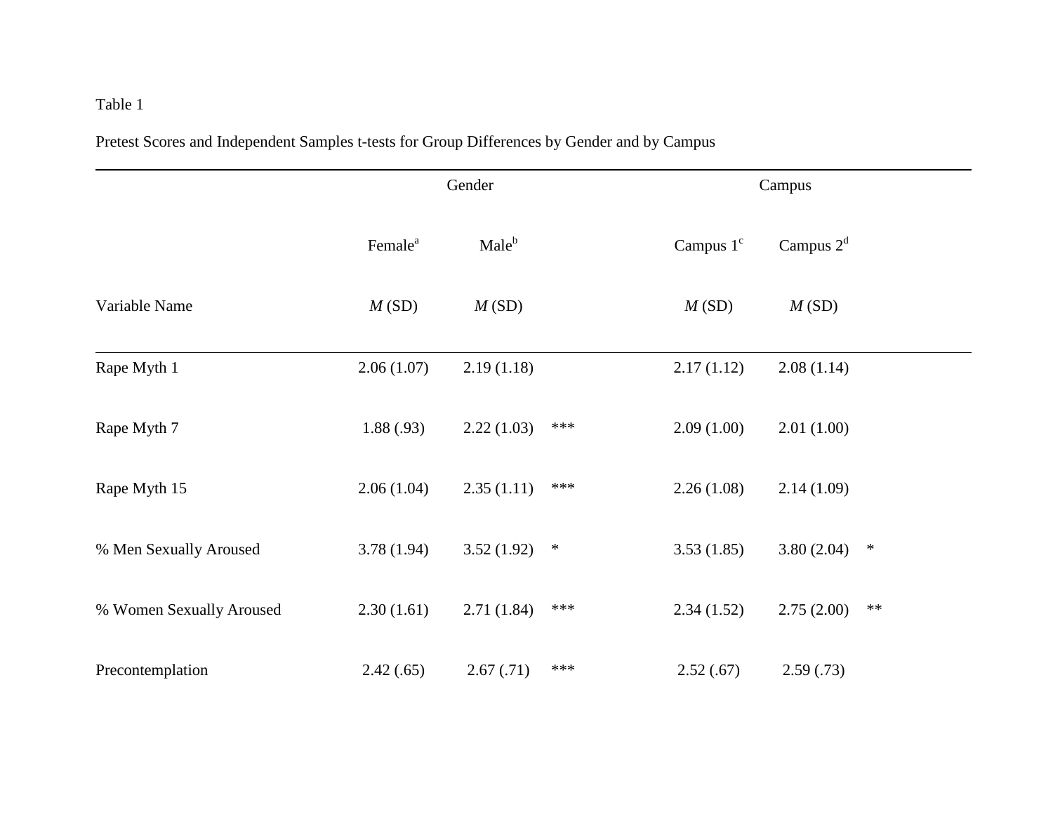Table 1

Pretest Scores and Independent Samples t-tests for Group Differences by Gender and by Campus

| | Gender | | | Campus | | |
|---|---|---|---|---|---|---|
| | Female[a] | Male[b] | | Campus 1[c] | Campus 2[d] | |
| Variable Name | *M* (SD) | *M* (SD) | | *M* (SD) | *M* (SD) | |
| Rape Myth 1 | 2.06 (1.07) | 2.19 (1.18) | | 2.17 (1.12) | 2.08 (1.14) | |
| Rape Myth 7 | 1.88 (.93) | 2.22 (1.03) | *** | 2.09 (1.00) | 2.01 (1.00) | |
| Rape Myth 15 | 2.06 (1.04) | 2.35 (1.11) | *** | 2.26 (1.08) | 2.14 (1.09) | |
| % Men Sexually Aroused | 3.78 (1.94) | 3.52 (1.92) | * | 3.53 (1.85) | 3.80 (2.04) | * |
| % Women Sexually Aroused | 2.30 (1.61) | 2.71 (1.84) | *** | 2.34 (1.52) | 2.75 (2.00) | ** |
| Precontemplation | 2.42 (.65) | 2.67 (.71) | *** | 2.52 (.67) | 2.59 (.73) | |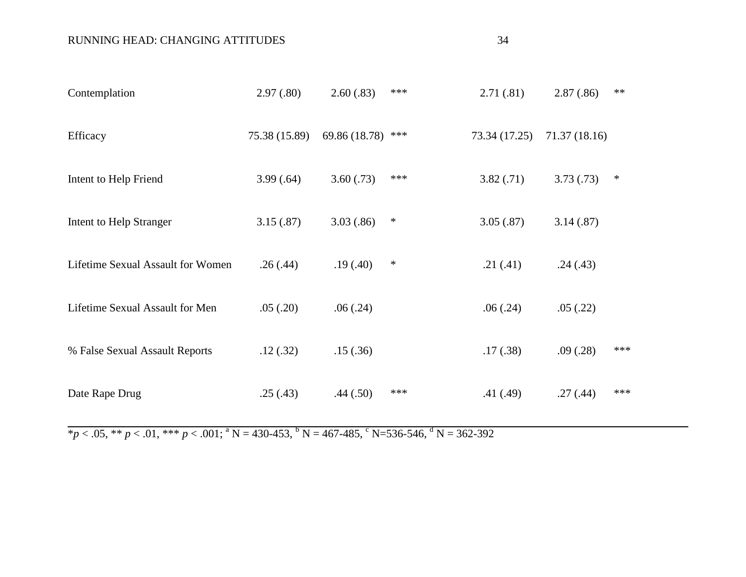| | | | | | | |
|---|---|---|---|---|---|---|
| Contemplation | 2.97 (.80) | 2.60 (.83) | *** | 2.71 (.81) | 2.87 (.86) | ** |
| Efficacy | 75.38 (15.89) | 69.86 (18.78) | *** | 73.34 (17.25) | 71.37 (18.16) | |
| Intent to Help Friend | 3.99 (.64) | 3.60 (.73) | *** | 3.82 (.71) | 3.73 (.73) | * |
| Intent to Help Stranger | 3.15 (.87) | 3.03 (.86) | * | 3.05 (.87) | 3.14 (.87) | |
| Lifetime Sexual Assault for Women | .26 (.44) | .19 (.40) | * | .21 (.41) | .24 (.43) | |
| Lifetime Sexual Assault for Men | .05 (.20) | .06 (.24) | | .06 (.24) | .05 (.22) | |
| % False Sexual Assault Reports | .12 (.32) | .15 (.36) | | .17 (.38) | .09 (.28) | *** |
| Date Rape Drug | .25 (.43) | .44 (.50) | *** | .41 (.49) | .27 (.44) | *** |

*$p < .05$, ** $p < .01$, *** $p < .001$; [a] N = 430-453, [b] N = 467-485, [c] N=536-546, [d] N = 362-392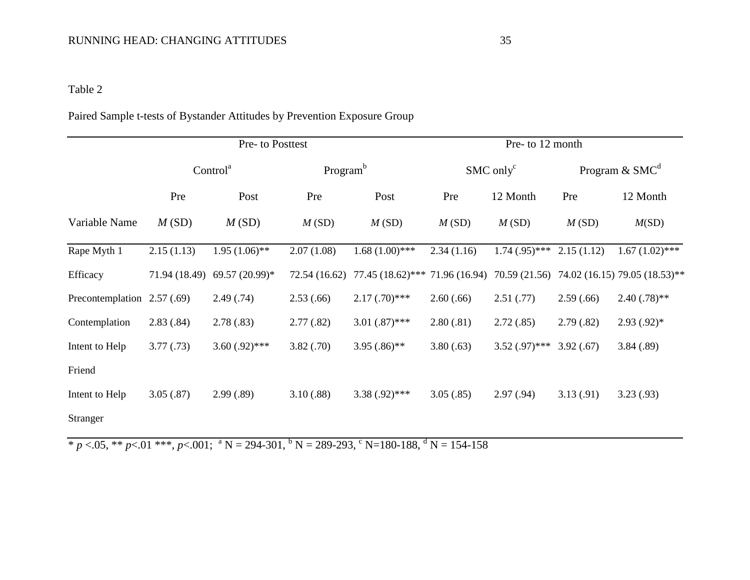Table 2

Paired Sample t-tests of Bystander Attitudes by Prevention Exposure Group

| | Pre- to Posttest | | | | Pre- to 12 month | | | |
|---|---|---|---|---|---|---|---|---|
| | Control[a] | | Program[b] | | SMC only[c] | | Program & SMC[d] | |
| | Pre | Post | Pre | Post | Pre | 12 Month | Pre | 12 Month |
| Variable Name | *M* (SD) | *M* (SD) | *M* (SD) | *M* (SD) | *M* (SD) | *M* (SD) | *M* (SD) | *M*(SD) |
| Rape Myth 1 | 2.15 (1.13) | 1.95 (1.06)** | 2.07 (1.08) | 1.68 (1.00)*** | 2.34 (1.16) | 1.74 (.95)*** | 2.15 (1.12) | 1.67 (1.02)*** |
| Efficacy | 71.94 (18.49) | 69.57 (20.99)* | 72.54 (16.62) | 77.45 (18.62)*** | 71.96 (16.94) | 70.59 (21.56) | 74.02 (16.15) | 79.05 (18.53)** |
| Precontemplation | 2.57 (.69) | 2.49 (.74) | 2.53 (.66) | 2.17 (.70)*** | 2.60 (.66) | 2.51 (.77) | 2.59 (.66) | 2.40 (.78)** |
| Contemplation | 2.83 (.84) | 2.78 (.83) | 2.77 (.82) | 3.01 (.87)*** | 2.80 (.81) | 2.72 (.85) | 2.79 (.82) | 2.93 (.92)* |
| Intent to Help Friend | 3.77 (.73) | 3.60 (.92)*** | 3.82 (.70) | 3.95 (.86)** | 3.80 (.63) | 3.52 (.97)*** | 3.92 (.67) | 3.84 (.89) |
| Intent to Help Stranger | 3.05 (.87) | 2.99 (.89) | 3.10 (.88) | 3.38 (.92)*** | 3.05 (.85) | 2.97 (.94) | 3.13 (.91) | 3.23 (.93) |

* $p$ <.05, ** $p$<.01 ***, $p$<.001; [a] N = 294-301, [b] N = 289-293, [c] N=180-188, [d] N = 154-158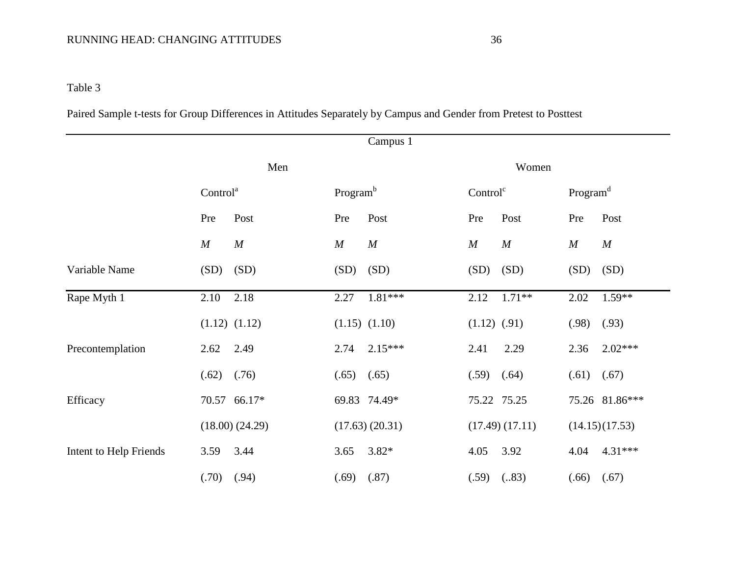Table 3

Paired Sample t-tests for Group Differences in Attitudes Separately by Campus and Gender from Pretest to Posttest

| | Campus 1 | | | | | | | |
|---|---|---|---|---|---|---|---|---|
| | Men | | | | Women | | | |
| | Control[a] | | Program[b] | | Control[c] | | Program[d] | |
| | Pre | Post | Pre | Post | Pre | Post | Pre | Post |
| | *M* | *M* | *M* | *M* | *M* | *M* | *M* | *M* |
| Variable Name | (SD) | (SD) | (SD) | (SD) | (SD) | (SD) | (SD) | (SD) |
| Rape Myth 1 | 2.10 | 2.18 | 2.27 | 1.81*** | 2.12 | 1.71** | 2.02 | 1.59** |
| | (1.12) | (1.12) | (1.15) | (1.10) | (1.12) | (.91) | (.98) | (.93) |
| Precontemplation | 2.62 | 2.49 | 2.74 | 2.15*** | 2.41 | 2.29 | 2.36 | 2.02*** |
| | (.62) | (.76) | (.65) | (.65) | (.59) | (.64) | (.61) | (.67) |
| Efficacy | 70.57 | 66.17* | 69.83 | 74.49* | 75.22 | 75.25 | 75.26 | 81.86*** |
| | (18.00) | (24.29) | (17.63) | (20.31) | (17.49) | (17.11) | (14.15) | (17.53) |
| Intent to Help Friends | 3.59 | 3.44 | 3.65 | 3.82* | 4.05 | 3.92 | 4.04 | 4.31*** |
| | (.70) | (.94) | (.69) | (.87) | (.59) | (..83) | (.66) | (.67) |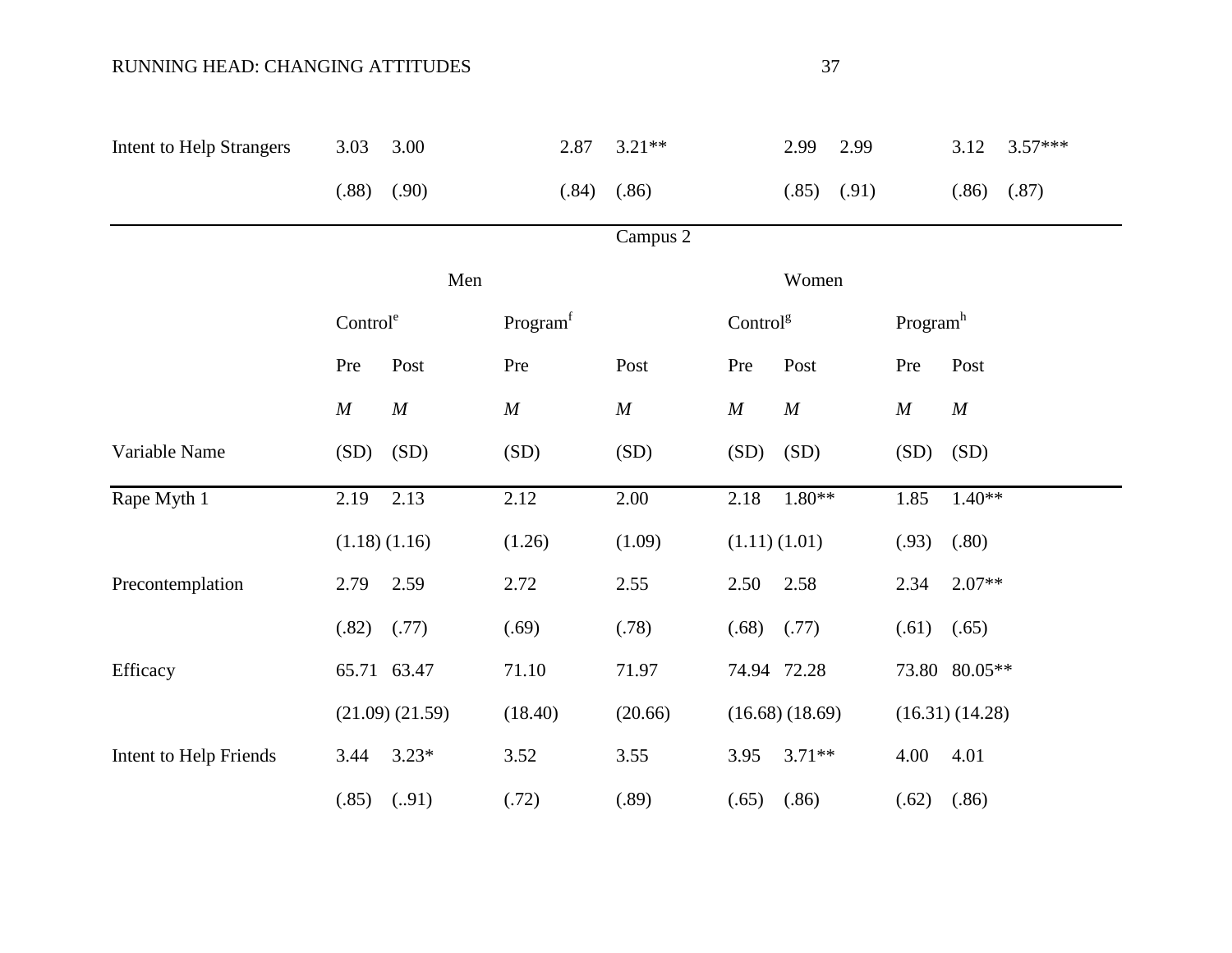| Variable Name | Men | | | | Women | | | |
|---|---|---|---|---|---|---|---|---|
| Intent to Help Strangers | 3.03 | 3.00 | 2.87 | 3.21** | 2.99 | 2.99 | 3.12 | 3.57*** |
| | (.88) | (.90) | (.84) | (.86) | (.85) | (.91) | (.86) | (.87) |

| | Campus 2 | | | | | | | |
|---|---|---|---|---|---|---|---|---|
| | Men | | | | Women | | | |
| | Control[e] | | Program[f] | | Control[g] | | Program[h] | |
| | Pre | Post | Pre | Post | Pre | Post | Pre | Post |
| | *M* | *M* | *M* | *M* | *M* | *M* | *M* | *M* |
| Variable Name | (SD) | (SD) | (SD) | (SD) | (SD) | (SD) | (SD) | (SD) |
| Rape Myth 1 | 2.19 | 2.13 | 2.12 | 2.00 | 2.18 | 1.80** | 1.85 | 1.40** |
| | (1.18) | (1.16) | (1.26) | (1.09) | (1.11) | (1.01) | (.93) | (.80) |
| Precontemplation | 2.79 | 2.59 | 2.72 | 2.55 | 2.50 | 2.58 | 2.34 | 2.07** |
| | (.82) | (.77) | (.69) | (.78) | (.68) | (.77) | (.61) | (.65) |
| Efficacy | 65.71 | 63.47 | 71.10 | 71.97 | 74.94 | 72.28 | 73.80 | 80.05** |
| | (21.09) | (21.59) | (18.40) | (20.66) | (16.68) | (18.69) | (16.31) | (14.28) |
| Intent to Help Friends | 3.44 | 3.23* | 3.52 | 3.55 | 3.95 | 3.71** | 4.00 | 4.01 |
| | (.85) | (..91) | (.72) | (.89) | (.65) | (.86) | (.62) | (.86) |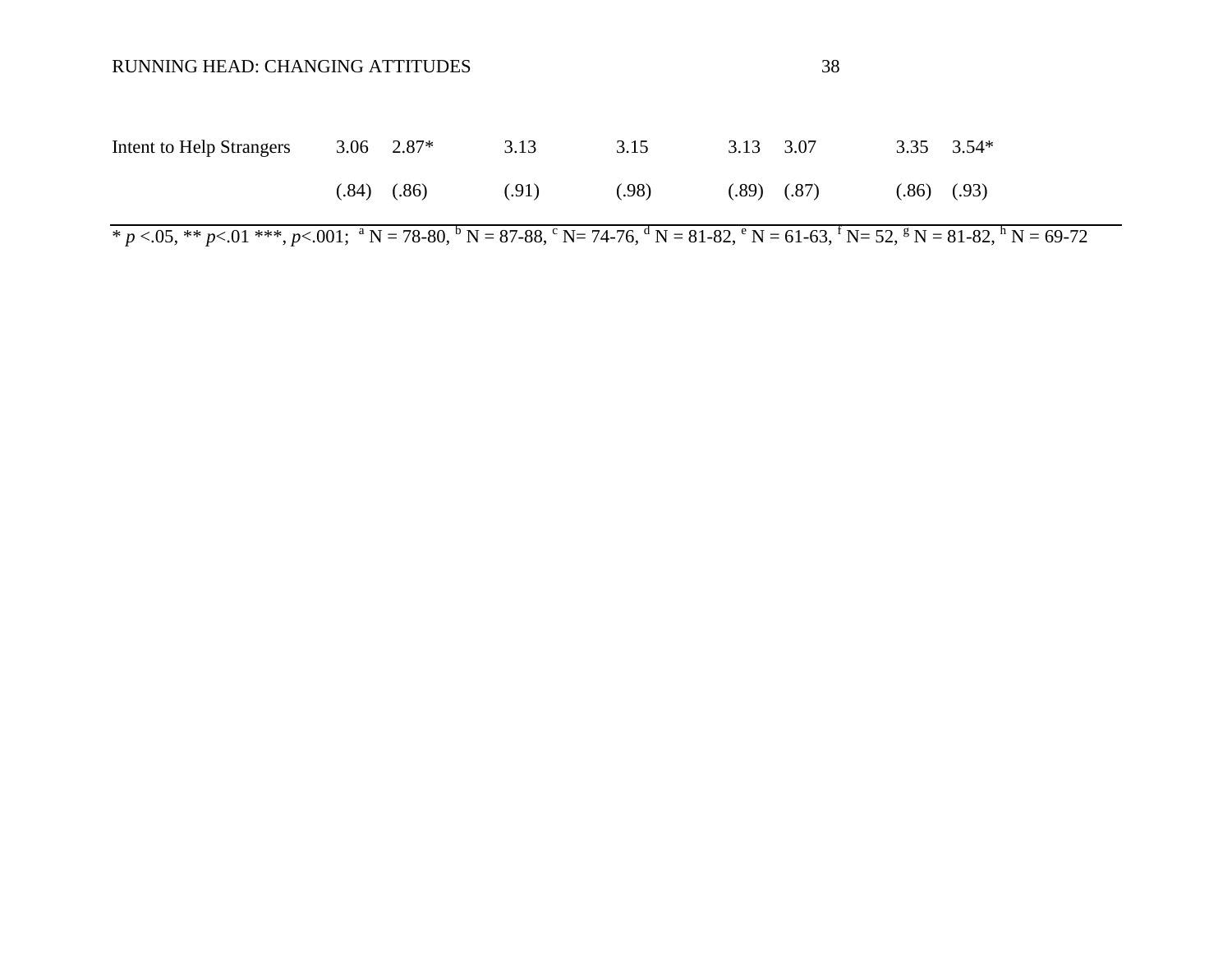| | | | | | | | | |
|---|---|---|---|---|---|---|---|---|
| Intent to Help Strangers | 3.06 | 2.87* | 3.13 | 3.15 | 3.13 | 3.07 | 3.35 | 3.54* |
| | (.84) | (.86) | (.91) | (.98) | (.89) | (.87) | (.86) | (.93) |

* *p* <.05, ** *p*<.01 ***, *p*<.001; [a] N = 78-80, [b] N = 87-88, [c] N= 74-76, [d] N = 81-82, [e] N = 61-63, [f] N= 52, [g] N = 81-82, [h] N = 69-72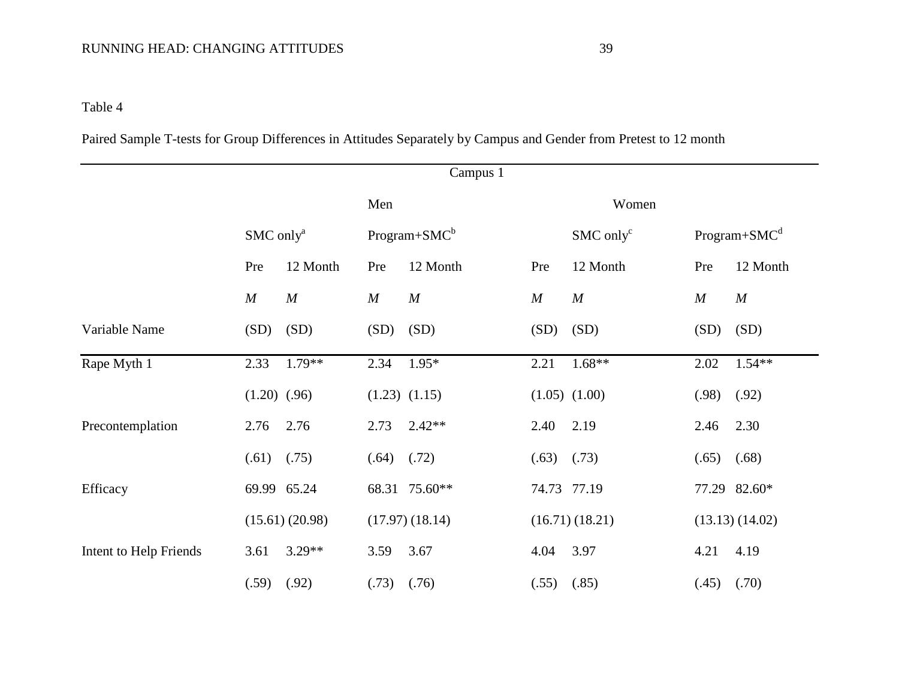Table 4

Paired Sample T-tests for Group Differences in Attitudes Separately by Campus and Gender from Pretest to 12 month

| | Campus 1 | | | | | | | |
|---|---|---|---|---|---|---|---|---|
| | Men | | | | Women | | | |
| | SMC only[a] | | Program+SMC[b] | | SMC only[c] | | Program+SMC[d] | |
| | Pre | 12 Month | Pre | 12 Month | Pre | 12 Month | Pre | 12 Month |
| | *M* | *M* | *M* | *M* | *M* | *M* | *M* | *M* |
| Variable Name | (SD) | (SD) | (SD) | (SD) | (SD) | (SD) | (SD) | (SD) |
| Rape Myth 1 | 2.33 | 1.79** | 2.34 | 1.95* | 2.21 | 1.68** | 2.02 | 1.54** |
| | (1.20) | (.96) | (1.23) | (1.15) | (1.05) | (1.00) | (.98) | (.92) |
| Precontemplation | 2.76 | 2.76 | 2.73 | 2.42** | 2.40 | 2.19 | 2.46 | 2.30 |
| | (.61) | (.75) | (.64) | (.72) | (.63) | (.73) | (.65) | (.68) |
| Efficacy | 69.99 | 65.24 | 68.31 | 75.60** | 74.73 | 77.19 | 77.29 | 82.60* |
| | (15.61) | (20.98) | (17.97) | (18.14) | (16.71) | (18.21) | (13.13) | (14.02) |
| Intent to Help Friends | 3.61 | 3.29** | 3.59 | 3.67 | 4.04 | 3.97 | 4.21 | 4.19 |
| | (.59) | (.92) | (.73) | (.76) | (.55) | (.85) | (.45) | (.70) |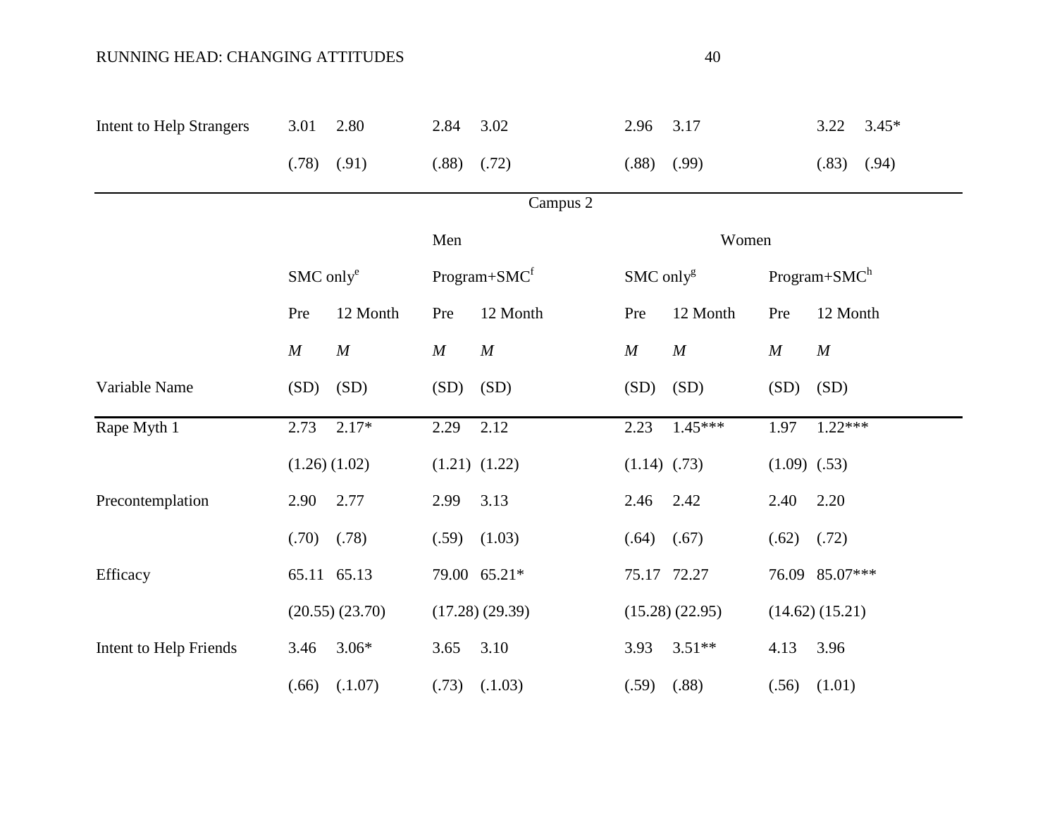| | | | | | | | | |
|---|---|---|---|---|---|---|---|---|
| Intent to Help Strangers | 3.01 | 2.80 | 2.84 | 3.02 | 2.96 | 3.17 | 3.22 | 3.45* |
| | (.78) | (.91) | (.88) | (.72) | (.88) | (.99) | (.83) | (.94) |

| Campus 2 | | | | | | | | |
|---|---|---|---|---|---|---|---|---|
| | Men | | | | Women | | | |
| | SMC only[e] | | Program+SMC[f] | | SMC only[g] | | Program+SMC[h] | |
| | Pre | 12 Month | Pre | 12 Month | Pre | 12 Month | Pre | 12 Month |
| | *M* | *M* | *M* | *M* | *M* | *M* | *M* | *M* |
| Variable Name | (SD) | (SD) | (SD) | (SD) | (SD) | (SD) | (SD) | (SD) |
| Rape Myth 1 | 2.73 | 2.17* | 2.29 | 2.12 | 2.23 | 1.45*** | 1.97 | 1.22*** |
| | (1.26) | (1.02) | (1.21) | (1.22) | (1.14) | (.73) | (1.09) | (.53) |
| Precontemplation | 2.90 | 2.77 | 2.99 | 3.13 | 2.46 | 2.42 | 2.40 | 2.20 |
| | (.70) | (.78) | (.59) | (1.03) | (.64) | (.67) | (.62) | (.72) |
| Efficacy | 65.11 | 65.13 | 79.00 | 65.21* | 75.17 | 72.27 | 76.09 | 85.07*** |
| | (20.55) | (23.70) | (17.28) | (29.39) | (15.28) | (22.95) | (14.62) | (15.21) |
| Intent to Help Friends | 3.46 | 3.06* | 3.65 | 3.10 | 3.93 | 3.51** | 4.13 | 3.96 |
| | (.66) | (.1.07) | (.73) | (.1.03) | (.59) | (.88) | (.56) | (1.01) |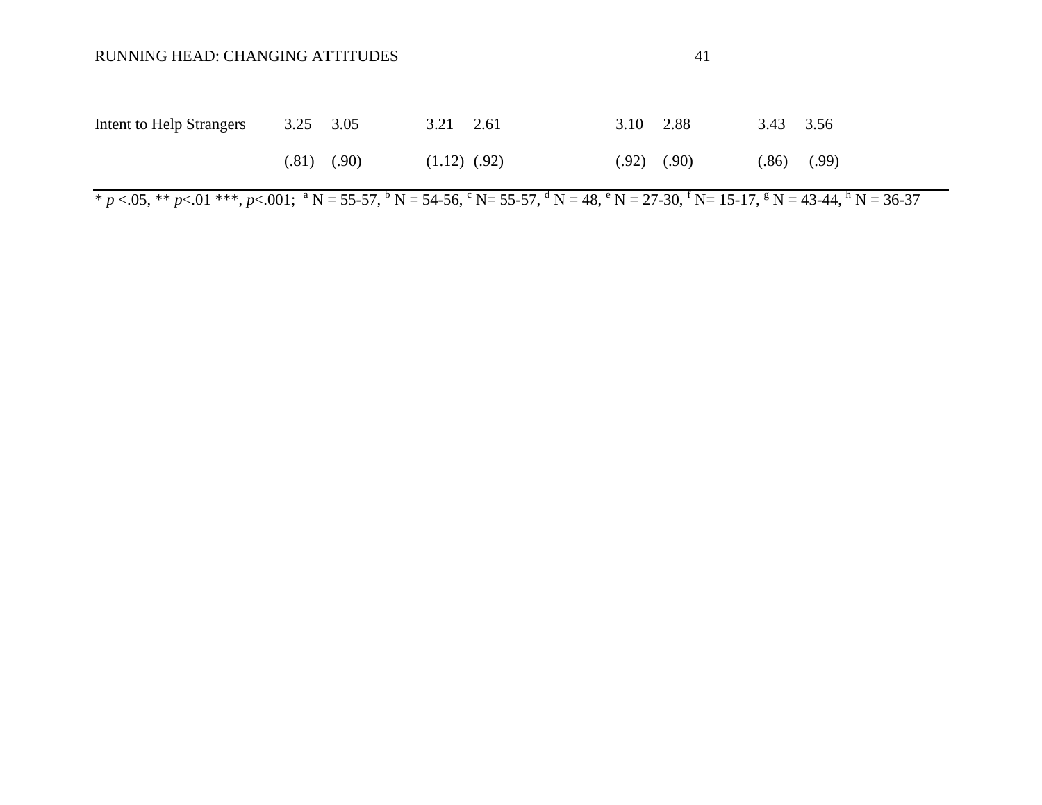| | | | | | | | | |
|---|---|---|---|---|---|---|---|---|
| Intent to Help Strangers | 3.25 | 3.05 | 3.21 | 2.61 | 3.10 | 2.88 | 3.43 | 3.56 |
| | (.81) | (.90) | (1.12) | (.92) | (.92) | (.90) | (.86) | (.99) |

* *p* <.05, ** *p*<.01 ***, *p*<.001; [a] N = 55-57, [b] N = 54-56, [c] N= 55-57, [d] N = 48, [e] N = 27-30, [f] N= 15-17, [g] N = 43-44, [h] N = 36-37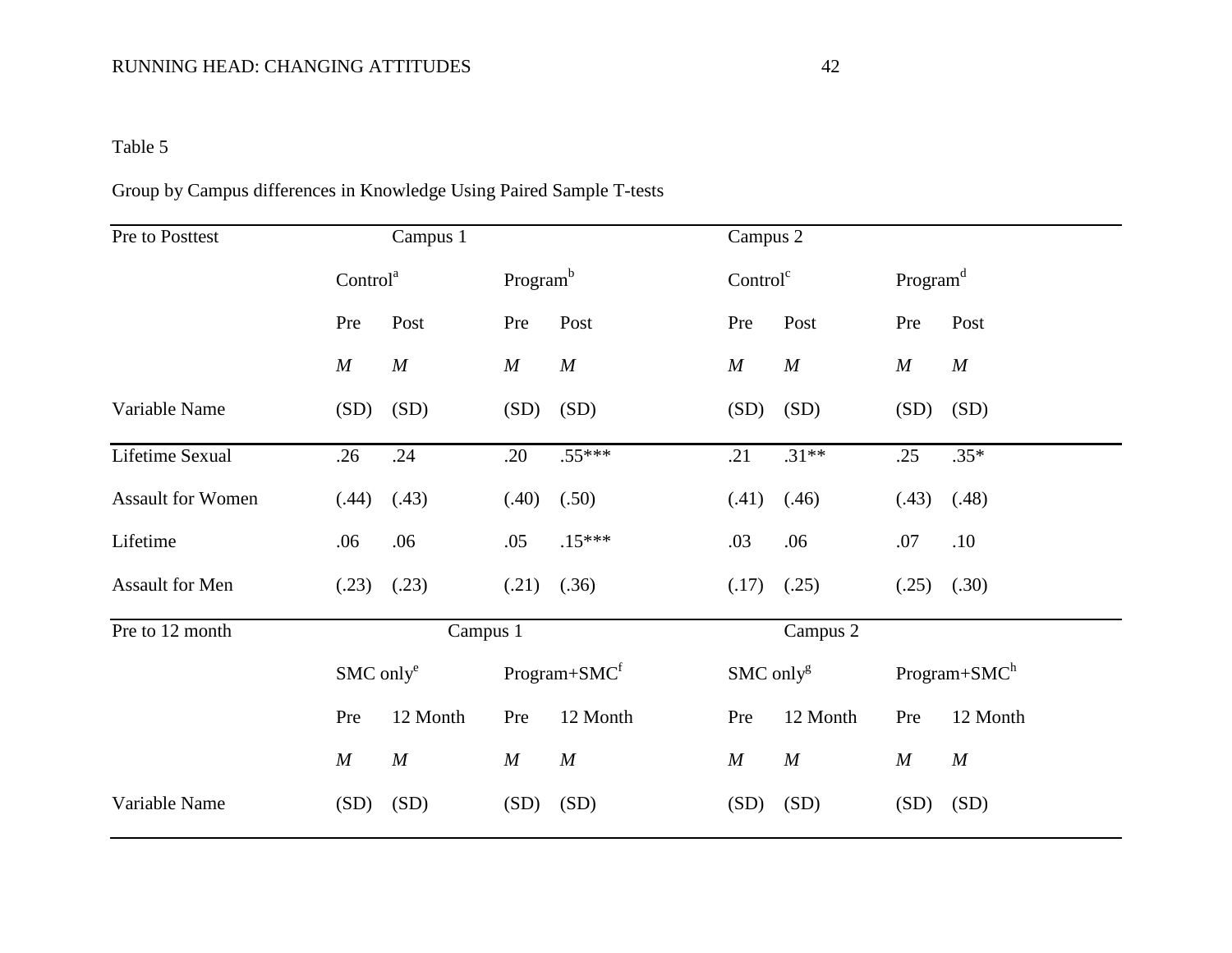Table 5

Group by Campus differences in Knowledge Using Paired Sample T-tests

| Pre to Posttest | Campus 1 | | | | Campus 2 | | | |
|---|---|---|---|---|---|---|---|---|
| | Control[a] | | Program[b] | | Control[c] | | Program[d] | |
| | Pre | Post | Pre | Post | Pre | Post | Pre | Post |
| | *M* | *M* | *M* | *M* | *M* | *M* | *M* | *M* |
| Variable Name | (SD) | (SD) | (SD) | (SD) | (SD) | (SD) | (SD) | (SD) |
| Lifetime Sexual | .26 | .24 | .20 | .55*** | .21 | .31** | .25 | .35* |
| Assault for Women | (.44) | (.43) | (.40) | (.50) | (.41) | (.46) | (.43) | (.48) |
| Lifetime | .06 | .06 | .05 | .15*** | .03 | .06 | .07 | .10 |
| Assault for Men | (.23) | (.23) | (.21) | (.36) | (.17) | (.25) | (.25) | (.30) |

| Pre to 12 month | Campus 1 | | | | Campus 2 | | | |
|---|---|---|---|---|---|---|---|---|
| | SMC only[e] | | Program+SMC[f] | | SMC only[g] | | Program+SMC[h] | |
| | Pre | 12 Month | Pre | 12 Month | Pre | 12 Month | Pre | 12 Month |
| | *M* | *M* | *M* | *M* | *M* | *M* | *M* | *M* |
| Variable Name | (SD) | (SD) | (SD) | (SD) | (SD) | (SD) | (SD) | (SD) |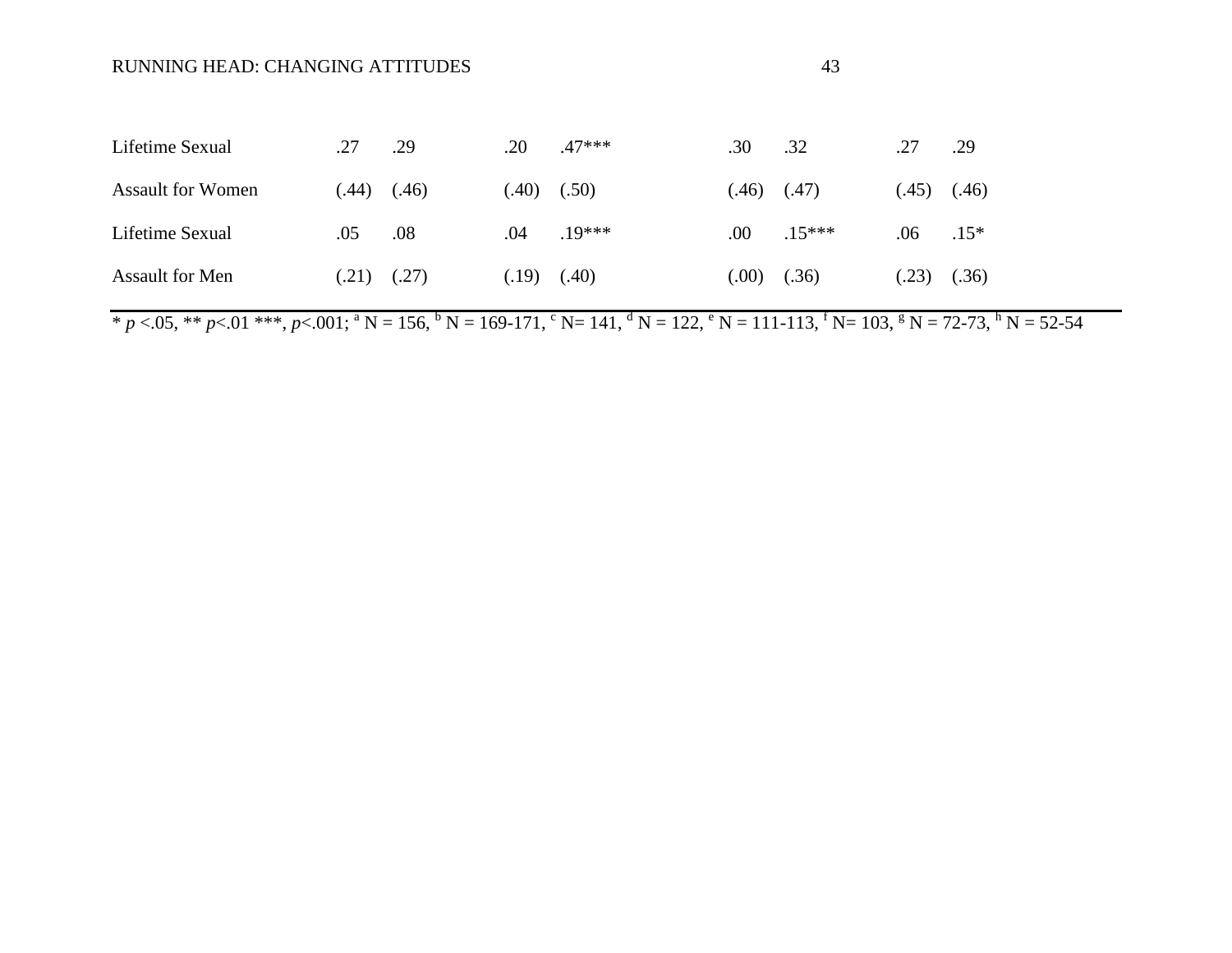| | | | | | | | | |
|---|---|---|---|---|---|---|---|---|
| Lifetime Sexual Assault for Women | .27 (.44) | .29 (.46) | .20 (.40) | .47*** (.50) | .30 (.46) | .32 (.47) | .27 (.45) | .29 (.46) |
| Lifetime Sexual Assault for Men | .05 (.21) | .08 (.27) | .04 (.19) | .19*** (.40) | .00 (.00) | .15*** (.36) | .06 (.23) | .15* (.36) |

* *p* <.05, ** *p*<.01 ***, *p*<.001; [a] N = 156, [b] N = 169-171, [c] N= 141, [d] N = 122, [e] N = 111-113, [f] N= 103, [g] N = 72-73, [h] N = 52-54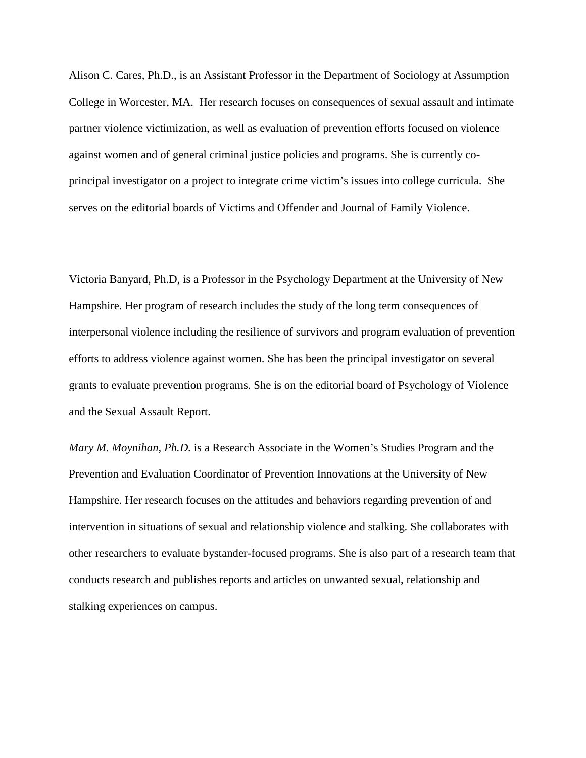Alison C. Cares, Ph.D., is an Assistant Professor in the Department of Sociology at Assumption College in Worcester, MA. Her research focuses on consequences of sexual assault and intimate partner violence victimization, as well as evaluation of prevention efforts focused on violence against women and of general criminal justice policies and programs. She is currently co-principal investigator on a project to integrate crime victim's issues into college curricula. She serves on the editorial boards of Victims and Offender and Journal of Family Violence.

Victoria Banyard, Ph.D, is a Professor in the Psychology Department at the University of New Hampshire. Her program of research includes the study of the long term consequences of interpersonal violence including the resilience of survivors and program evaluation of prevention efforts to address violence against women. She has been the principal investigator on several grants to evaluate prevention programs. She is on the editorial board of Psychology of Violence and the Sexual Assault Report.

*Mary M. Moynihan, Ph.D.* is a Research Associate in the Women's Studies Program and the Prevention and Evaluation Coordinator of Prevention Innovations at the University of New Hampshire. Her research focuses on the attitudes and behaviors regarding prevention of and intervention in situations of sexual and relationship violence and stalking. She collaborates with other researchers to evaluate bystander-focused programs. She is also part of a research team that conducts research and publishes reports and articles on unwanted sexual, relationship and stalking experiences on campus.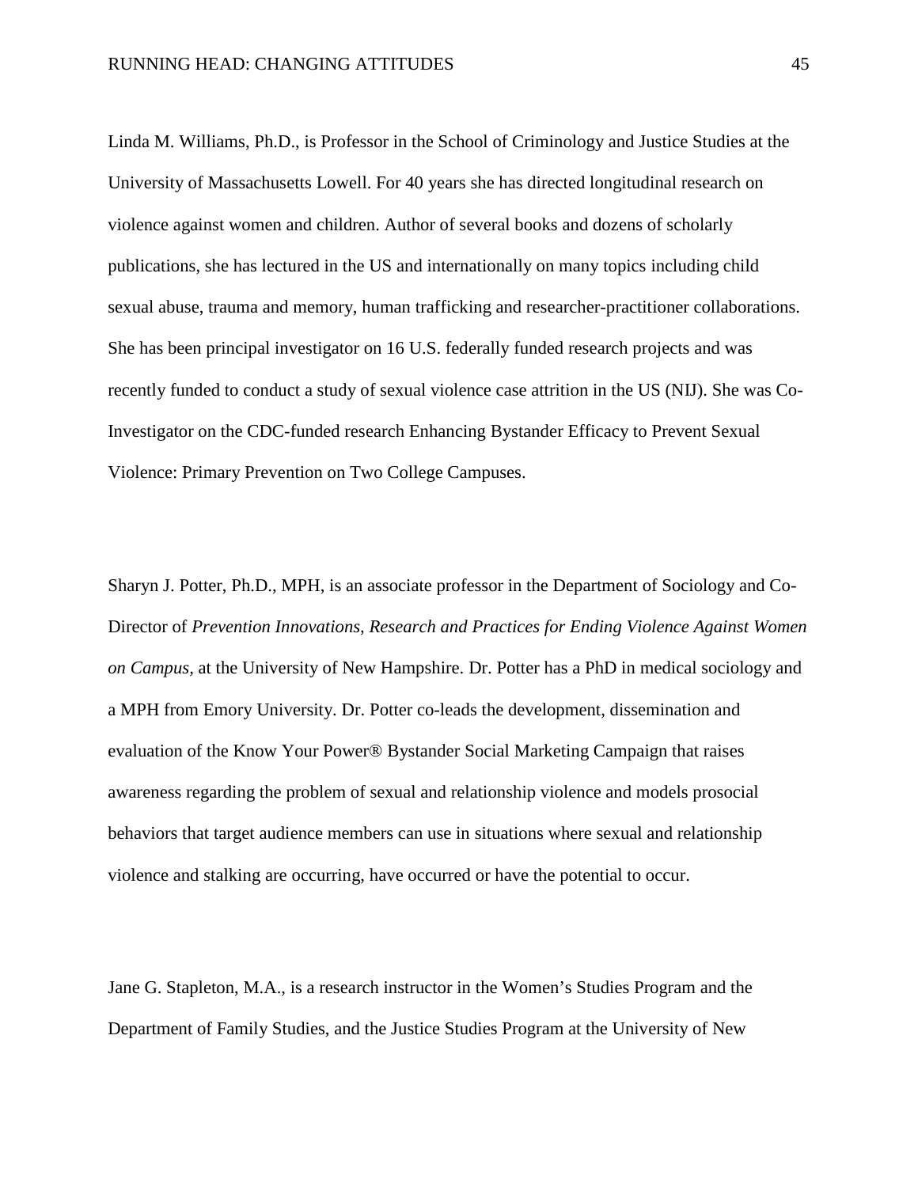Linda M. Williams, Ph.D., is Professor in the School of Criminology and Justice Studies at the University of Massachusetts Lowell. For 40 years she has directed longitudinal research on violence against women and children. Author of several books and dozens of scholarly publications, she has lectured in the US and internationally on many topics including child sexual abuse, trauma and memory, human trafficking and researcher-practitioner collaborations. She has been principal investigator on 16 U.S. federally funded research projects and was recently funded to conduct a study of sexual violence case attrition in the US (NIJ). She was Co-Investigator on the CDC-funded research Enhancing Bystander Efficacy to Prevent Sexual Violence: Primary Prevention on Two College Campuses.

Sharyn J. Potter, Ph.D., MPH, is an associate professor in the Department of Sociology and Co-Director of *Prevention Innovations, Research and Practices for Ending Violence Against Women on Campus*, at the University of New Hampshire. Dr. Potter has a PhD in medical sociology and a MPH from Emory University. Dr. Potter co-leads the development, dissemination and evaluation of the Know Your Power® Bystander Social Marketing Campaign that raises awareness regarding the problem of sexual and relationship violence and models prosocial behaviors that target audience members can use in situations where sexual and relationship violence and stalking are occurring, have occurred or have the potential to occur.

Jane G. Stapleton, M.A., is a research instructor in the Women's Studies Program and the Department of Family Studies, and the Justice Studies Program at the University of New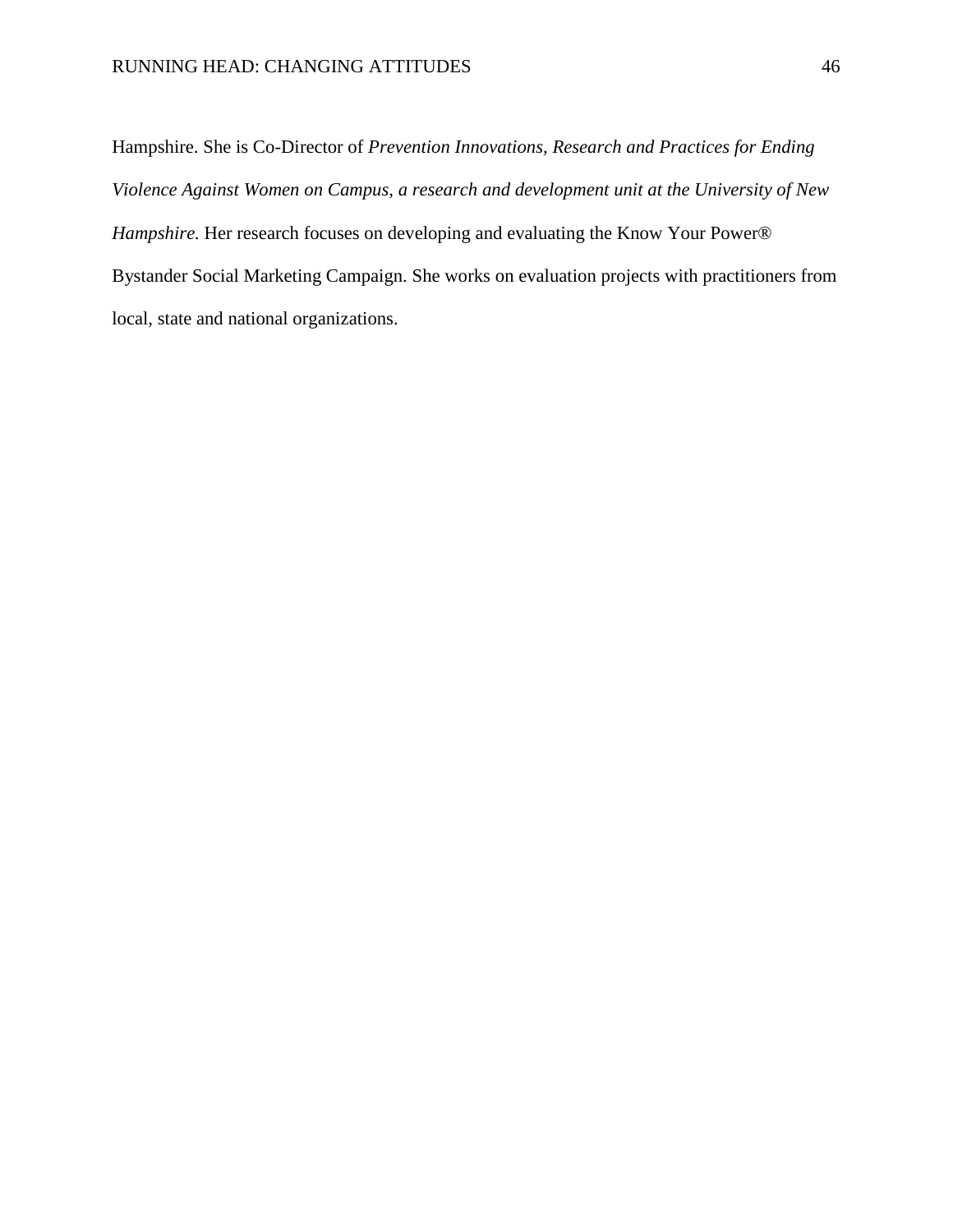Hampshire. She is Co-Director of *Prevention Innovations, Research and Practices for Ending Violence Against Women on Campus, a research and development unit at the University of New Hampshire.* Her research focuses on developing and evaluating the Know Your Power® Bystander Social Marketing Campaign. She works on evaluation projects with practitioners from local, state and national organizations.